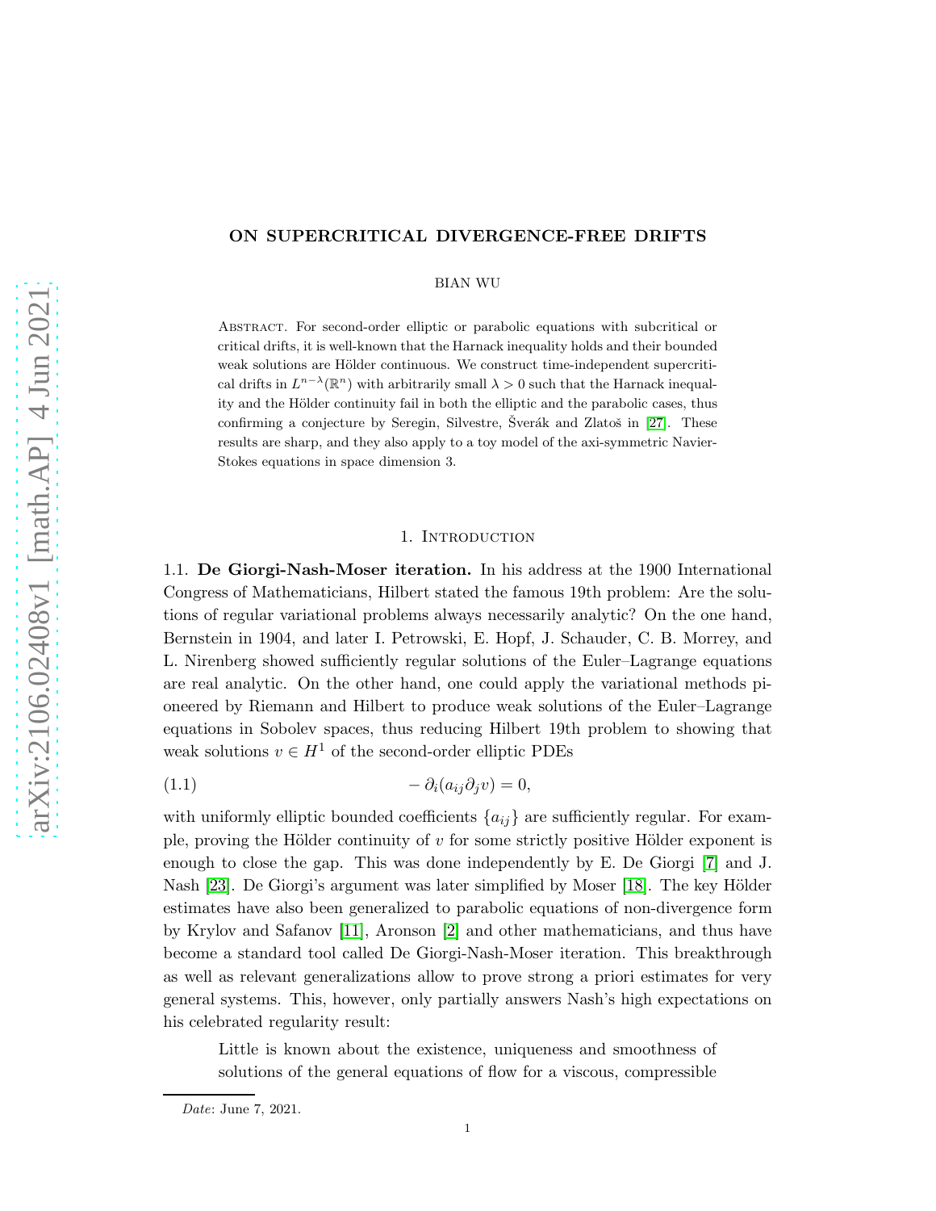# ON SUPERCRITICAL DIVERGENCE-FREE DRIFTS

BIAN WU

Abstract. For second-order elliptic or parabolic equations with subcritical or critical drifts, it is well-known that the Harnack inequality holds and their bounded weak solutions are Hölder continuous. We construct time-independent supercritical drifts in $L^{n-\lambda}(\mathbb{R}^n)$ with arbitrarily small $\lambda > 0$ such that the Harnack inequality and the Hölder continuity fail in both the elliptic and the parabolic cases, thus confirming a conjecture by Seregin, Silvestre, Šverák and Zlatoš in [27]. These results are sharp, and they also apply to a toy model of the axi-symmetric Navier-Stokes equations in space dimension 3.

## 1. Introduction

### 1.1. De Giorgi-Nash-Moser iteration.

In his address at the 1900 International Congress of Mathematicians, Hilbert stated the famous 19th problem: Are the solutions of regular variational problems always necessarily analytic? On the one hand, Bernstein in 1904, and later I. Petrowski, E. Hopf, J. Schauder, C. B. Morrey, and L. Nirenberg showed sufficiently regular solutions of the Euler–Lagrange equations are real analytic. On the other hand, one could apply the variational methods pioneered by Riemann and Hilbert to produce weak solutions of the Euler–Lagrange equations in Sobolev spaces, thus reducing Hilbert 19th problem to showing that weak solutions $v \in H^1$ of the second-order elliptic PDEs

$$- \partial_i (a_{ij} \partial_j v) = 0, \tag{1.1}$$

with uniformly elliptic bounded coefficients $\{a_{ij}\}$ are sufficiently regular. For example, proving the Hölder continuity of $v$ for some strictly positive Hölder exponent is enough to close the gap. This was done independently by E. De Giorgi [7] and J. Nash [23]. De Giorgi's argument was later simplified by Moser [18]. The key Hölder estimates have also been generalized to parabolic equations of non-divergence form by Krylov and Safanov [11], Aronson [2] and other mathematicians, and thus have become a standard tool called De Giorgi-Nash-Moser iteration. This breakthrough as well as relevant generalizations allow to prove strong a priori estimates for very general systems. This, however, only partially answers Nash's high expectations on his celebrated regularity result:

> Little is known about the existence, uniqueness and smoothness of solutions of the general equations of flow for a viscous, compressible

*Date*: June 7, 2021.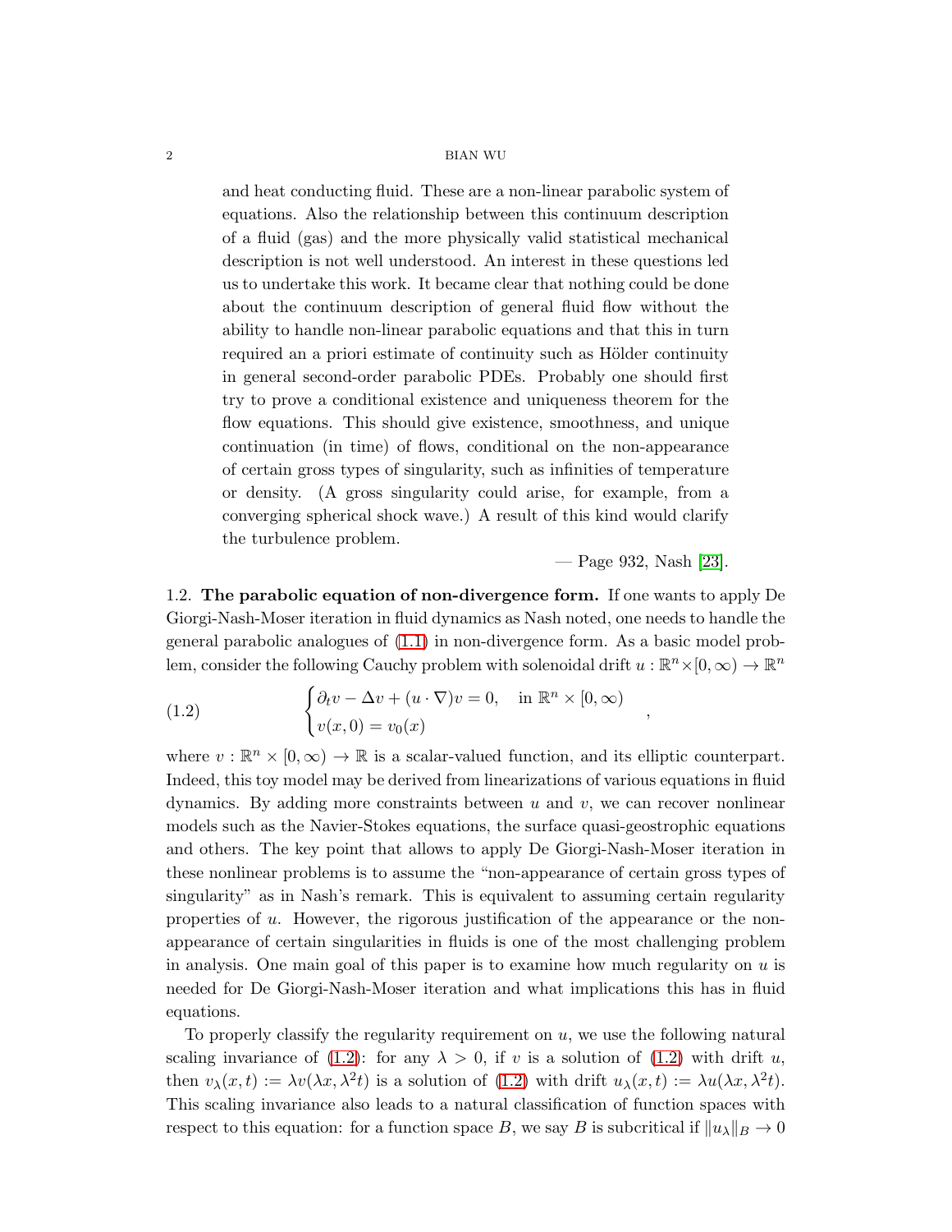> and heat conducting fluid. These are a non-linear parabolic system of equations. Also the relationship between this continuum description of a fluid (gas) and the more physically valid statistical mechanical description is not well understood. An interest in these questions led us to undertake this work. It became clear that nothing could be done about the continuum description of general fluid flow without the ability to handle non-linear parabolic equations and that this in turn required an a priori estimate of continuity such as Hölder continuity in general second-order parabolic PDEs. Probably one should first try to prove a conditional existence and uniqueness theorem for the flow equations. This should give existence, smoothness, and unique continuation (in time) of flows, conditional on the non-appearance of certain gross types of singularity, such as infinities of temperature or density. (A gross singularity could arise, for example, from a converging spherical shock wave.) A result of this kind would clarify the turbulence problem.
>
> — Page 932, Nash [23].

1.2. **The parabolic equation of non-divergence form.** If one wants to apply De Giorgi-Nash-Moser iteration in fluid dynamics as Nash noted, one needs to handle the general parabolic analogues of (1.1) in non-divergence form. As a basic model problem, consider the following Cauchy problem with solenoidal drift $u : \mathbb{R}^n \times [0, \infty) \to \mathbb{R}^n$

$$
\begin{cases} \partial_t v - \Delta v + (u \cdot \nabla) v = 0, & \text{in } \mathbb{R}^n \times [0, \infty) \\ v(x, 0) = v_0(x) \end{cases}, \tag{1.2}
$$

where $v : \mathbb{R}^n \times [0, \infty) \to \mathbb{R}$ is a scalar-valued function, and its elliptic counterpart. Indeed, this toy model may be derived from linearizations of various equations in fluid dynamics. By adding more constraints between $u$ and $v$, we can recover nonlinear models such as the Navier-Stokes equations, the surface quasi-geostrophic equations and others. The key point that allows to apply De Giorgi-Nash-Moser iteration in these nonlinear problems is to assume the "non-appearance of certain gross types of singularity" as in Nash's remark. This is equivalent to assuming certain regularity properties of $u$. However, the rigorous justification of the appearance or the non-appearance of certain singularities in fluids is one of the most challenging problem in analysis. One main goal of this paper is to examine how much regularity on $u$ is needed for De Giorgi-Nash-Moser iteration and what implications this has in fluid equations.

To properly classify the regularity requirement on $u$, we use the following natural scaling invariance of (1.2): for any $\lambda > 0$, if $v$ is a solution of (1.2) with drift $u$, then $v_\lambda(x, t) := \lambda v(\lambda x, \lambda^2 t)$ is a solution of (1.2) with drift $u_\lambda(x, t) := \lambda u(\lambda x, \lambda^2 t)$. This scaling invariance also leads to a natural classification of function spaces with respect to this equation: for a function space $B$, we say $B$ is subcritical if $\|u_\lambda\|_B \to 0$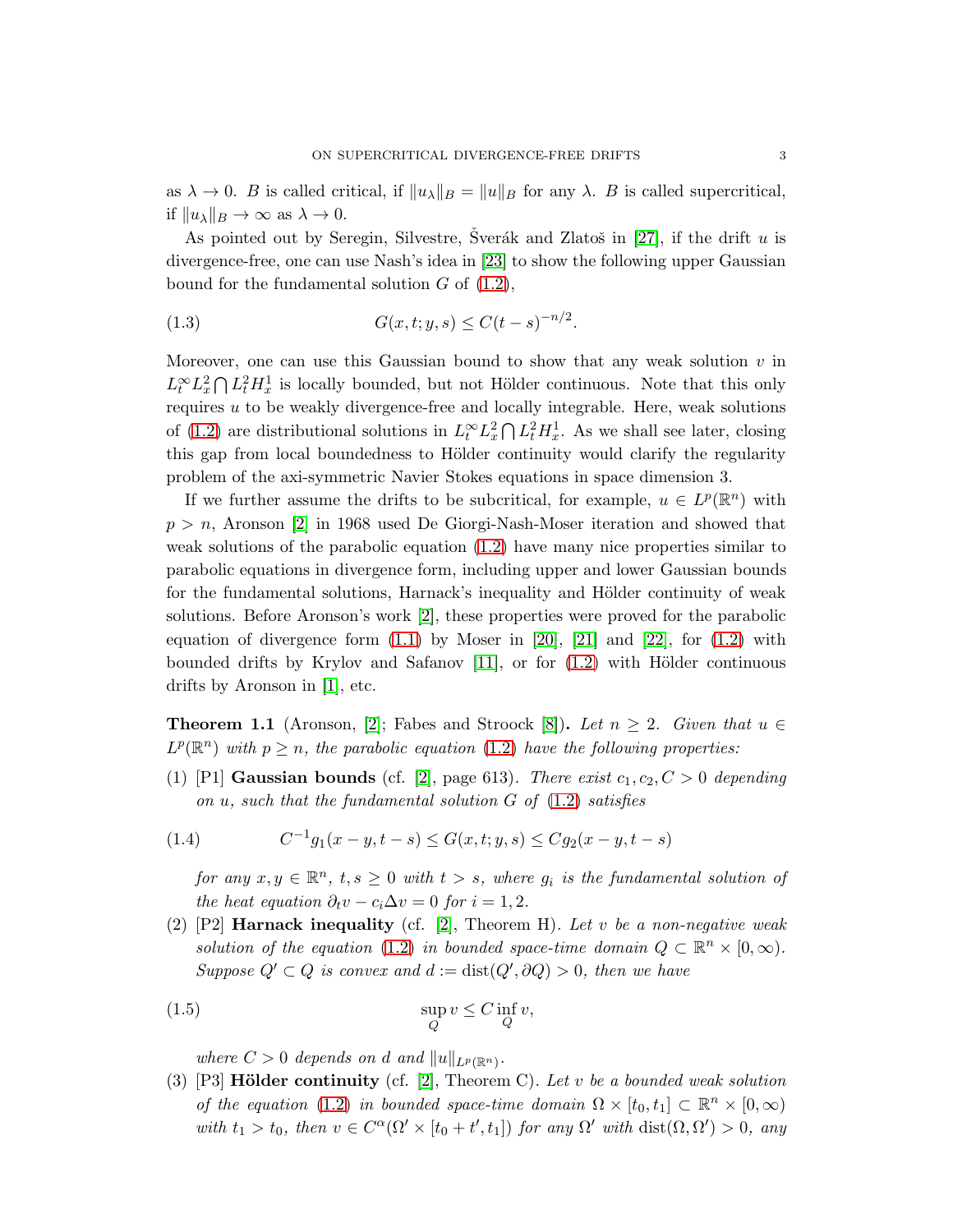as $\lambda \to 0$. $B$ is called critical, if $\|u_\lambda\|_B = \|u\|_B$ for any $\lambda$. $B$ is called supercritical, if $\|u_\lambda\|_B \to \infty$ as $\lambda \to 0$.

As pointed out by Seregin, Silvestre, Šverák and Zlatoš in [27], if the drift $u$ is divergence-free, one can use Nash's idea in [23] to show the following upper Gaussian bound for the fundamental solution $G$ of (1.2),

$$G(x, t; y, s) \leq C(t-s)^{-n/2}. \tag{1.3}$$

Moreover, one can use this Gaussian bound to show that any weak solution $v$ in $L_t^\infty L_x^2 \bigcap L_t^2 H_x^1$ is locally bounded, but not Hölder continuous. Note that this only requires $u$ to be weakly divergence-free and locally integrable. Here, weak solutions of (1.2) are distributional solutions in $L_t^\infty L_x^2 \bigcap L_t^2 H_x^1$. As we shall see later, closing this gap from local boundedness to Hölder continuity would clarify the regularity problem of the axi-symmetric Navier Stokes equations in space dimension 3.

If we further assume the drifts to be subcritical, for example, $u \in L^p(\mathbb{R}^n)$ with $p > n$, Aronson [2] in 1968 used De Giorgi-Nash-Moser iteration and showed that weak solutions of the parabolic equation (1.2) have many nice properties similar to parabolic equations in divergence form, including upper and lower Gaussian bounds for the fundamental solutions, Harnack's inequality and Hölder continuity of weak solutions. Before Aronson's work [2], these properties were proved for the parabolic equation of divergence form (1.1) by Moser in [20], [21] and [22], for (1.2) with bounded drifts by Krylov and Safanov [11], or for (1.2) with Hölder continuous drifts by Aronson in [1], etc.

**Theorem 1.1** (Aronson, [2]; Fabes and Stroock [8])**.** *Let $n \geq 2$. Given that $u \in L^p(\mathbb{R}^n)$ with $p \geq n$, the parabolic equation (1.2) have the following properties:*

(1) [P1] **Gaussian bounds** (cf. [2], page 613). *There exist $c_1, c_2, C > 0$ depending on $u$, such that the fundamental solution $G$ of (1.2) satisfies*

$$C^{-1} g_1(x-y, t-s) \leq G(x, t; y, s) \leq C g_2(x-y, t-s) \tag{1.4}$$

*for any $x, y \in \mathbb{R}^n$, $t, s \geq 0$ with $t > s$, where $g_i$ is the fundamental solution of the heat equation $\partial_t v - c_i \Delta v = 0$ for $i = 1, 2$.*

(2) [P2] **Harnack inequality** (cf. [2], Theorem H). *Let $v$ be a non-negative weak solution of the equation (1.2) in bounded space-time domain $Q \subset \mathbb{R}^n \times [0, \infty)$. Suppose $Q' \subset Q$ is convex and $d := \operatorname{dist}(Q', \partial Q) > 0$, then we have*

$$\sup_{Q} v \leq C \inf_{Q} v, \tag{1.5}$$

*where $C > 0$ depends on $d$ and $\|u\|_{L^p(\mathbb{R}^n)}$.*

(3) [P3] **Hölder continuity** (cf. [2], Theorem C). *Let $v$ be a bounded weak solution of the equation (1.2) in bounded space-time domain $\Omega \times [t_0, t_1] \subset \mathbb{R}^n \times [0, \infty)$ with $t_1 > t_0$, then $v \in C^\alpha(\Omega' \times [t_0 + t', t_1])$ for any $\Omega'$ with $\operatorname{dist}(\Omega, \Omega') > 0$, any*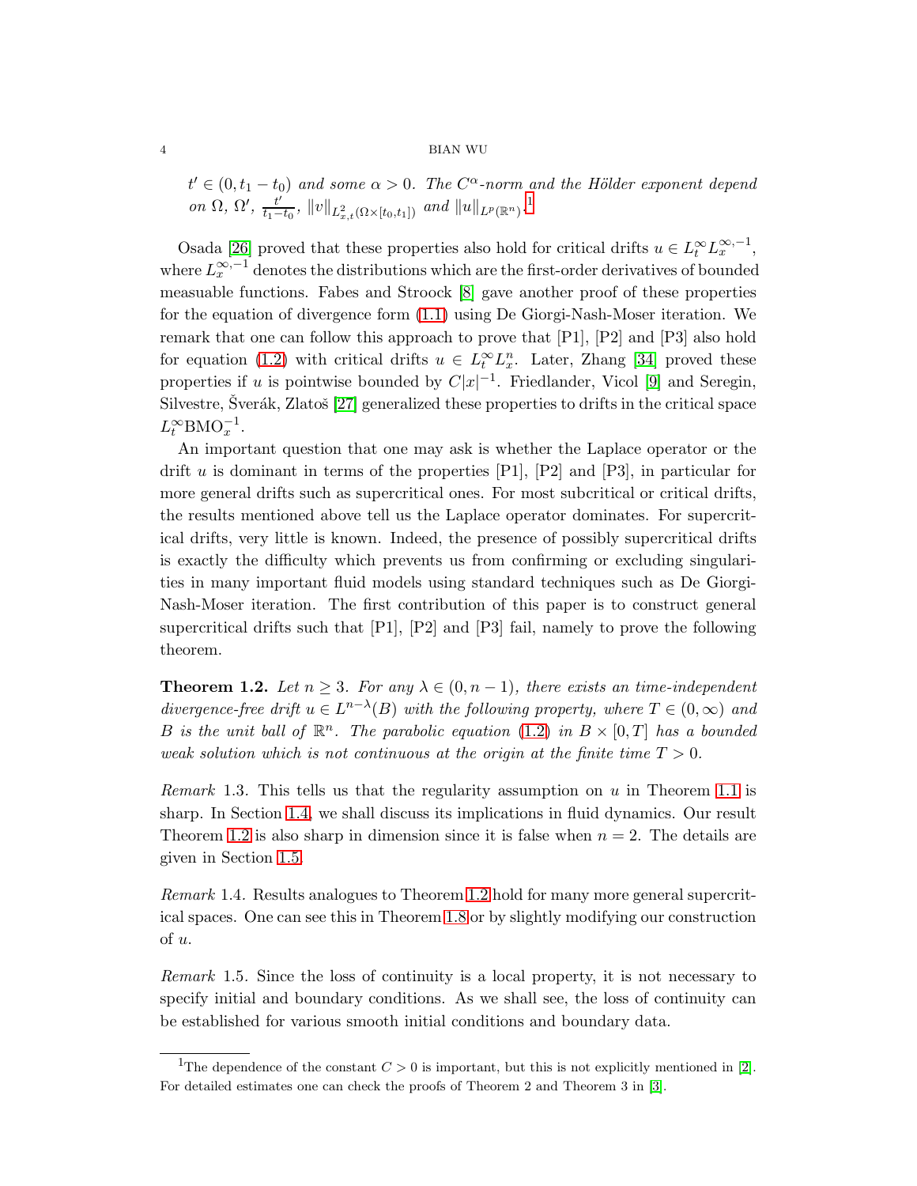*$t' \in (0, t_1 - t_0)$ and some $\alpha > 0$. The $C^\alpha$-norm and the Hölder exponent depend on $\Omega$, $\Omega'$, $\frac{t'}{t_1 - t_0}$, $\|v\|_{L^2_{x,t}(\Omega \times [t_0,t_1])}$ and $\|u\|_{L^p(\mathbb{R}^n)}$.*[1]

Osada [26] proved that these properties also hold for critical drifts $u \in L^\infty_t L^{\infty,-1}_x$, where $L^{\infty,-1}_x$ denotes the distributions which are the first-order derivatives of bounded measurable functions. Fabes and Stroock [8] gave another proof of these properties for the equation of divergence form (1.1) using De Giorgi-Nash-Moser iteration. We remark that one can follow this approach to prove that [P1], [P2] and [P3] also hold for equation (1.2) with critical drifts $u \in L^\infty_t L^n_x$. Later, Zhang [34] proved these properties if $u$ is pointwise bounded by $C|x|^{-1}$. Friedlander, Vicol [9] and Seregin, Silvestre, Šverák, Zlatoš [27] generalized these properties to drifts in the critical space $L^\infty_t \mathrm{BMO}^{-1}_x$.

An important question that one may ask is whether the Laplace operator or the drift $u$ is dominant in terms of the properties [P1], [P2] and [P3], in particular for more general drifts such as supercritical ones. For most subcritical or critical drifts, the results mentioned above tell us the Laplace operator dominates. For supercritical drifts, very little is known. Indeed, the presence of possibly supercritical drifts is exactly the difficulty which prevents us from confirming or excluding singularities in many important fluid models using standard techniques such as De Giorgi-Nash-Moser iteration. The first contribution of this paper is to construct general supercritical drifts such that [P1], [P2] and [P3] fail, namely to prove the following theorem.

**Theorem 1.2.** *Let $n \geq 3$. For any $\lambda \in (0, n-1)$, there exists an time-independent divergence-free drift $u \in L^{n-\lambda}(B)$ with the following property, where $T \in (0,\infty)$ and $B$ is the unit ball of $\mathbb{R}^n$. The parabolic equation (1.2) in $B \times [0,T]$ has a bounded weak solution which is not continuous at the origin at the finite time $T > 0$.*

*Remark* 1.3. This tells us that the regularity assumption on $u$ in Theorem 1.1 is sharp. In Section 1.4, we shall discuss its implications in fluid dynamics. Our result Theorem 1.2 is also sharp in dimension since it is false when $n = 2$. The details are given in Section 1.5.

*Remark* 1.4. Results analogues to Theorem 1.2 hold for many more general supercritical spaces. One can see this in Theorem 1.8 or by slightly modifying our construction of $u$.

*Remark* 1.5. Since the loss of continuity is a local property, it is not necessary to specify initial and boundary conditions. As we shall see, the loss of continuity can be established for various smooth initial conditions and boundary data.

---

[1] The dependence of the constant $C > 0$ is important, but this is not explicitly mentioned in [2]. For detailed estimates one can check the proofs of Theorem 2 and Theorem 3 in [3].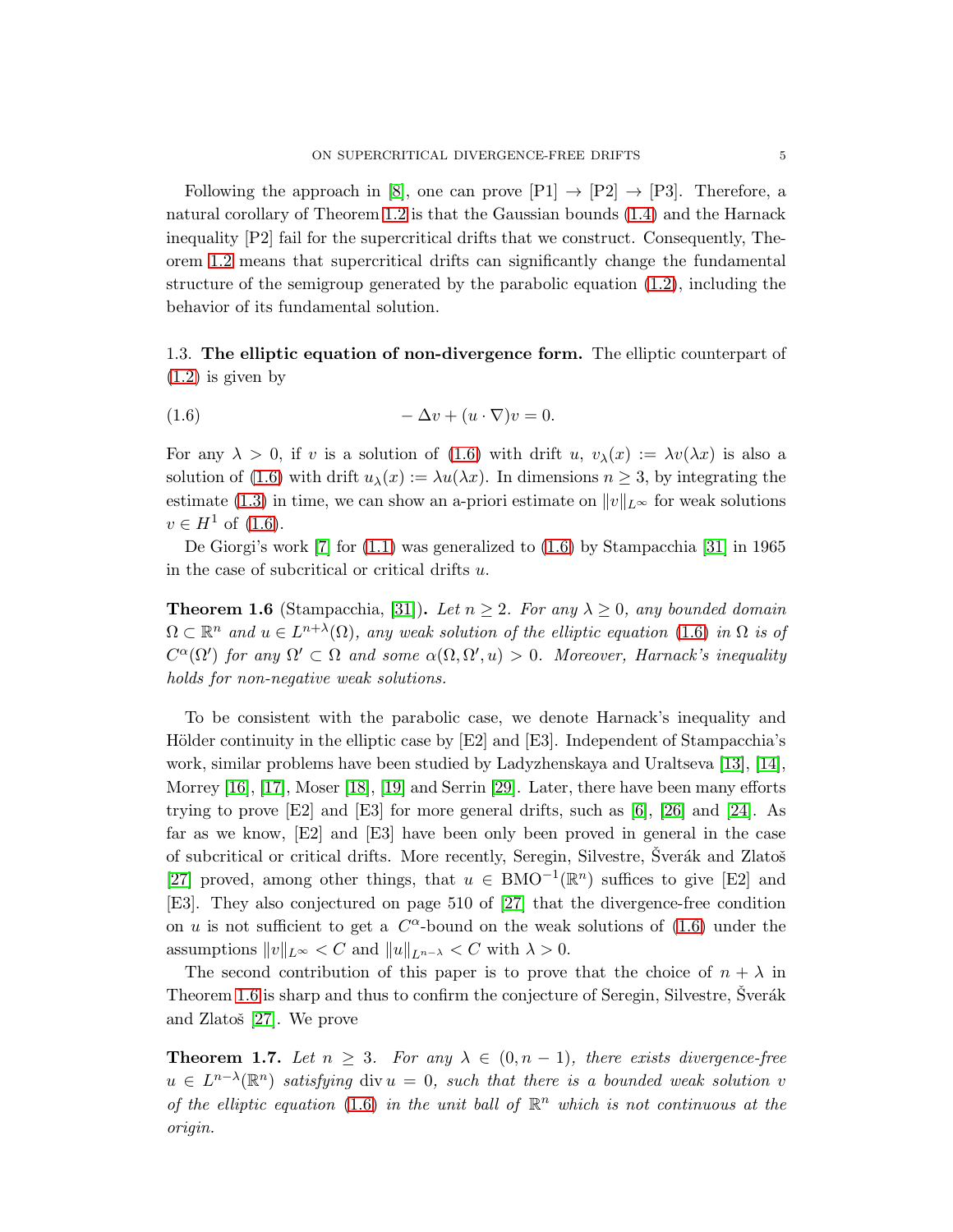Following the approach in [8], one can prove [P1] → [P2] → [P3]. Therefore, a natural corollary of Theorem 1.2 is that the Gaussian bounds (1.4) and the Harnack inequality [P2] fail for the supercritical drifts that we construct. Consequently, Theorem 1.2 means that supercritical drifts can significantly change the fundamental structure of the semigroup generated by the parabolic equation (1.2), including the behavior of its fundamental solution.

## 1.3. The elliptic equation of non-divergence form.

The elliptic counterpart of (1.2) is given by

$$
-\Delta v + (u\cdot\nabla)v = 0. \tag{1.6}
$$

For any $\lambda > 0$, if $v$ is a solution of (1.6) with drift $u$, $v_\lambda(x) := \lambda v(\lambda x)$ is also a solution of (1.6) with drift $u_\lambda(x) := \lambda u(\lambda x)$. In dimensions $n \geq 3$, by integrating the estimate (1.3) in time, we can show an a-priori estimate on $\|v\|_{L^\infty}$ for weak solutions $v \in H^1$ of (1.6).

De Giorgi's work [7] for (1.1) was generalized to (1.6) by Stampacchia [31] in 1965 in the case of subcritical or critical drifts $u$.

**Theorem 1.6** (Stampacchia, [31])**.** *Let $n \geq 2$. For any $\lambda \geq 0$, any bounded domain $\Omega \subset \mathbb{R}^n$ and $u \in L^{n+\lambda}(\Omega)$, any weak solution of the elliptic equation (1.6) in $\Omega$ is of $C^\alpha(\Omega')$ for any $\Omega' \subset \Omega$ and some $\alpha(\Omega, \Omega', u) > 0$. Moreover, Harnack's inequality holds for non-negative weak solutions.*

To be consistent with the parabolic case, we denote Harnack's inequality and Hölder continuity in the elliptic case by [E2] and [E3]. Independent of Stampacchia's work, similar problems have been studied by Ladyzhenskaya and Uraltseva [13], [14], Morrey [16], [17], Moser [18], [19] and Serrin [29]. Later, there have been many efforts trying to prove [E2] and [E3] for more general drifts, such as [6], [26] and [24]. As far as we know, [E2] and [E3] have been only been proved in general in the case of subcritical or critical drifts. More recently, Seregin, Silvestre, Šverák and Zlatoš [27] proved, among other things, that $u \in \mathrm{BMO}^{-1}(\mathbb{R}^n)$ suffices to give [E2] and [E3]. They also conjectured on page 510 of [27] that the divergence-free condition on $u$ is not sufficient to get a $C^\alpha$-bound on the weak solutions of (1.6) under the assumptions $\|v\|_{L^\infty} < C$ and $\|u\|_{L^{n-\lambda}} < C$ with $\lambda > 0$.

The second contribution of this paper is to prove that the choice of $n+\lambda$ in Theorem 1.6 is sharp and thus to confirm the conjecture of Seregin, Silvestre, Šverák and Zlatoš [27]. We prove

**Theorem 1.7.** *Let $n \geq 3$. For any $\lambda \in (0, n-1)$, there exists divergence-free $u \in L^{n-\lambda}(\mathbb{R}^n)$ satisfying $\operatorname{div} u = 0$, such that there is a bounded weak solution $v$ of the elliptic equation (1.6) in the unit ball of $\mathbb{R}^n$ which is not continuous at the origin.*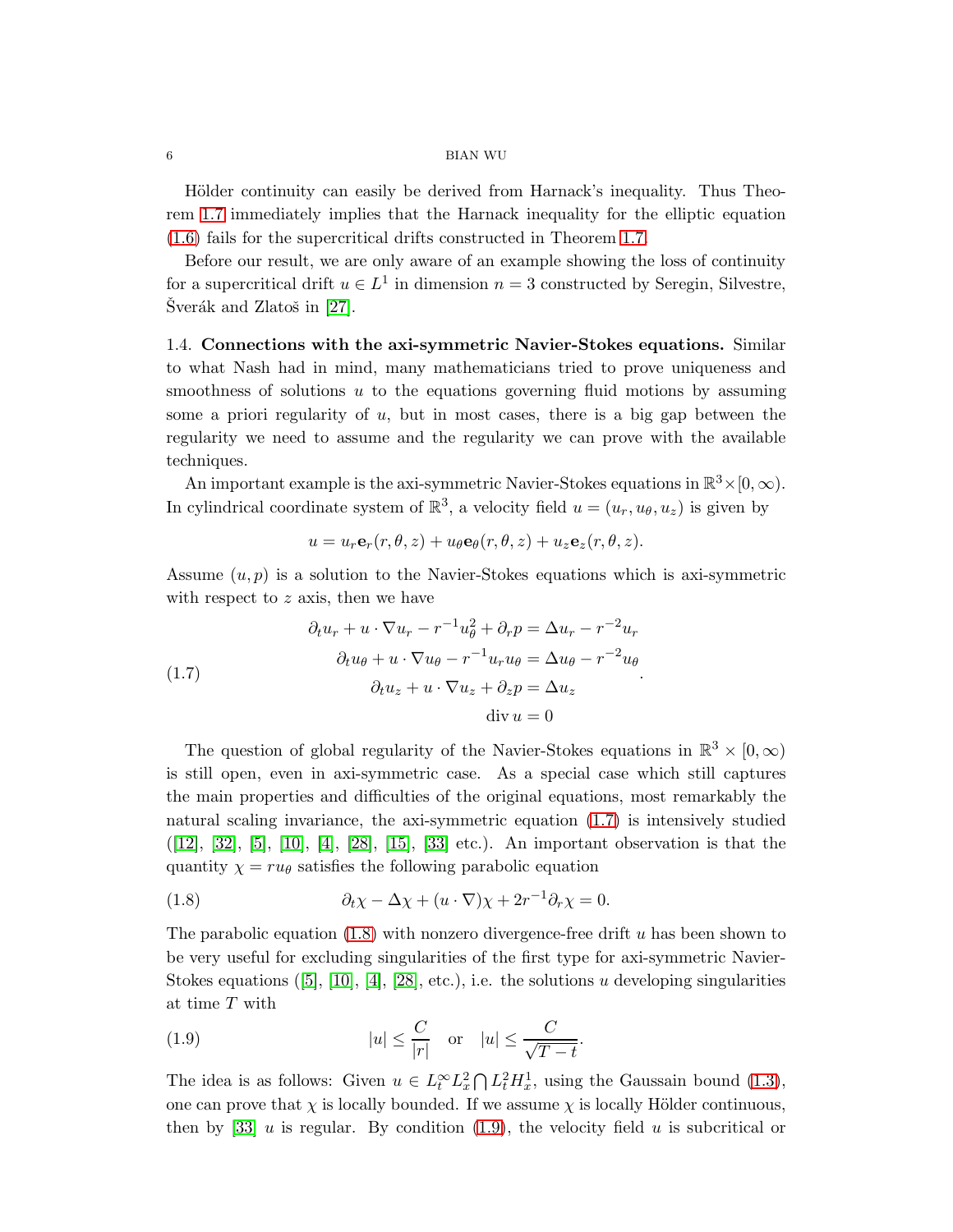Hölder continuity can easily be derived from Harnack's inequality. Thus Theorem 1.7 immediately implies that the Harnack inequality for the elliptic equation (1.6) fails for the supercritical drifts constructed in Theorem 1.7.

Before our result, we are only aware of an example showing the loss of continuity for a supercritical drift $u \in L^1$ in dimension $n = 3$ constructed by Seregin, Silvestre, Šverák and Zlatoš in [27].

### 1.4. Connections with the axi-symmetric Navier-Stokes equations.

Similar to what Nash had in mind, many mathematicians tried to prove uniqueness and smoothness of solutions $u$ to the equations governing fluid motions by assuming some a priori regularity of $u$, but in most cases, there is a big gap between the regularity we need to assume and the regularity we can prove with the available techniques.

An important example is the axi-symmetric Navier-Stokes equations in $\mathbb{R}^3 \times [0, \infty)$. In cylindrical coordinate system of $\mathbb{R}^3$, a velocity field $u = (u_r, u_\theta, u_z)$ is given by

$$u = u_r \mathbf{e}_r(r, \theta, z) + u_\theta \mathbf{e}_\theta(r, \theta, z) + u_z \mathbf{e}_z(r, \theta, z).$$

Assume $(u, p)$ is a solution to the Navier-Stokes equations which is axi-symmetric with respect to $z$ axis, then we have

$$\begin{aligned} \partial_t u_r + u \cdot \nabla u_r - r^{-1} u_\theta^2 + \partial_r p &= \Delta u_r - r^{-2} u_r \\ \partial_t u_\theta + u \cdot \nabla u_\theta - r^{-1} u_r u_\theta &= \Delta u_\theta - r^{-2} u_\theta \\ \partial_t u_z + u \cdot \nabla u_z + \partial_z p &= \Delta u_z \\ \operatorname{div} u &= 0 \end{aligned} \tag{1.7}$$

The question of global regularity of the Navier-Stokes equations in $\mathbb{R}^3 \times [0, \infty)$ is still open, even in axi-symmetric case. As a special case which still captures the main properties and difficulties of the original equations, most remarkably the natural scaling invariance, the axi-symmetric equation (1.7) is intensively studied ([12], [32], [5], [10], [4], [28], [15], [33] etc.). An important observation is that the quantity $\chi = r u_\theta$ satisfies the following parabolic equation

$$\partial_t \chi - \Delta \chi + (u \cdot \nabla)\chi + 2r^{-1} \partial_r \chi = 0. \tag{1.8}$$

The parabolic equation (1.8) with nonzero divergence-free drift $u$ has been shown to be very useful for excluding singularities of the first type for axi-symmetric Navier-Stokes equations ([5], [10], [4], [28], etc.), i.e. the solutions $u$ developing singularities at time $T$ with

$$|u| \le \frac{C}{|r|} \quad \text{or} \quad |u| \le \frac{C}{\sqrt{T - t}}. \tag{1.9}$$

The idea is as follows: Given $u \in L_t^\infty L_x^2 \bigcap L_t^2 H_x^1$, using the Gaussain bound (1.3), one can prove that $\chi$ is locally bounded. If we assume $\chi$ is locally Hölder continuous, then by [33] $u$ is regular. By condition (1.9), the velocity field $u$ is subcritical or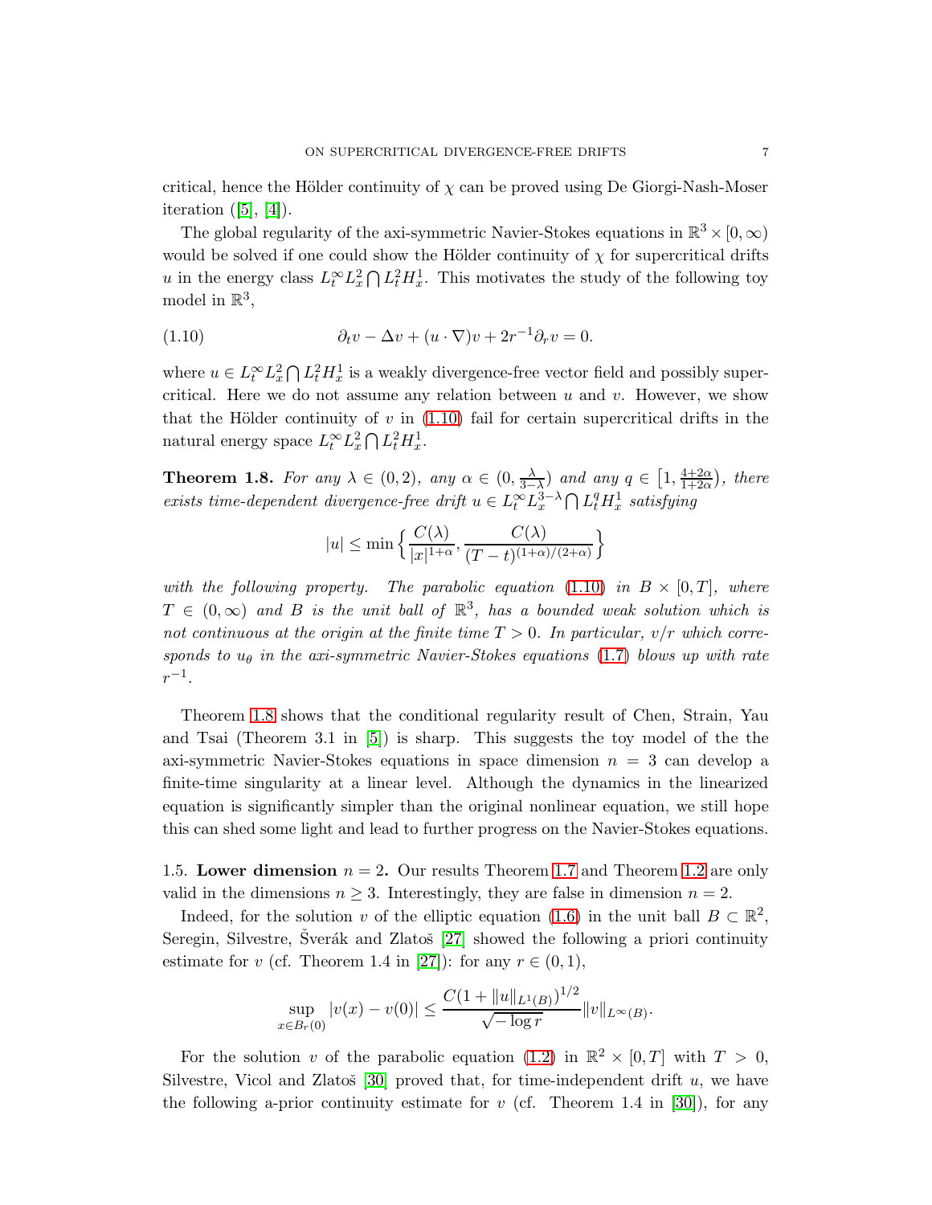critical, hence the Hölder continuity of $\chi$ can be proved using De Giorgi-Nash-Moser iteration ([5], [4]).

The global regularity of the axi-symmetric Navier-Stokes equations in $\mathbb{R}^3 \times [0, \infty)$ would be solved if one could show the Hölder continuity of $\chi$ for supercritical drifts $u$ in the energy class $L^\infty_t L^2_x \bigcap L^2_t H^1_x$. This motivates the study of the following toy model in $\mathbb{R}^3$,

$$\partial_t v - \Delta v + (u \cdot \nabla) v + 2r^{-1} \partial_r v = 0. \tag{1.10}$$

where $u \in L^\infty_t L^2_x \bigcap L^2_t H^1_x$ is a weakly divergence-free vector field and possibly supercritical. Here we do not assume any relation between $u$ and $v$. However, we show that the Hölder continuity of $v$ in (1.10) fail for certain supercritical drifts in the natural energy space $L^\infty_t L^2_x \bigcap L^2_t H^1_x$.

**Theorem 1.8.** *For any $\lambda \in (0, 2)$, any $\alpha \in (0, \frac{\lambda}{3-\lambda})$ and any $q \in \big[1, \frac{4+2\alpha}{1+2\alpha}\big)$, there exists time-dependent divergence-free drift $u \in L^\infty_t L^{3-\lambda}_x \bigcap L^q_t H^1_x$ satisfying*

$$|u| \le \min\Big\{ \frac{C(\lambda)}{|x|^{1+\alpha}}, \frac{C(\lambda)}{(T-t)^{(1+\alpha)/(2+\alpha)}} \Big\}$$

*with the following property. The parabolic equation (1.10) in $B \times [0, T]$, where $T \in (0, \infty)$ and $B$ is the unit ball of $\mathbb{R}^3$, has a bounded weak solution which is not continuous at the origin at the finite time $T > 0$. In particular, $v/r$ which corresponds to $u_\theta$ in the axi-symmetric Navier-Stokes equations (1.7) blows up with rate $r^{-1}$.*

Theorem 1.8 shows that the conditional regularity result of Chen, Strain, Yau and Tsai (Theorem 3.1 in [5]) is sharp. This suggests the toy model of the the axi-symmetric Navier-Stokes equations in space dimension $n = 3$ can develop a finite-time singularity at a linear level. Although the dynamics in the linearized equation is significantly simpler than the original nonlinear equation, we still hope this can shed some light and lead to further progress on the Navier-Stokes equations.

1.5. **Lower dimension $n = 2$.** Our results Theorem 1.7 and Theorem 1.2 are only valid in the dimensions $n \ge 3$. Interestingly, they are false in dimension $n = 2$.

Indeed, for the solution $v$ of the elliptic equation (1.6) in the unit ball $B \subset \mathbb{R}^2$, Seregin, Silvestre, Šverák and Zlatoš [27] showed the following a priori continuity estimate for $v$ (cf. Theorem 1.4 in [27]): for any $r \in (0, 1)$,

$$\sup_{x \in B_r(0)} |v(x) - v(0)| \le \frac{C(1 + \|u\|_{L^1(B)})^{1/2}}{\sqrt{-\log r}} \|v\|_{L^\infty(B)}.$$

For the solution $v$ of the parabolic equation (1.2) in $\mathbb{R}^2 \times [0, T]$ with $T > 0$, Silvestre, Vicol and Zlatoš [30] proved that, for time-independent drift $u$, we have the following a-prior continuity estimate for $v$ (cf. Theorem 1.4 in [30]), for any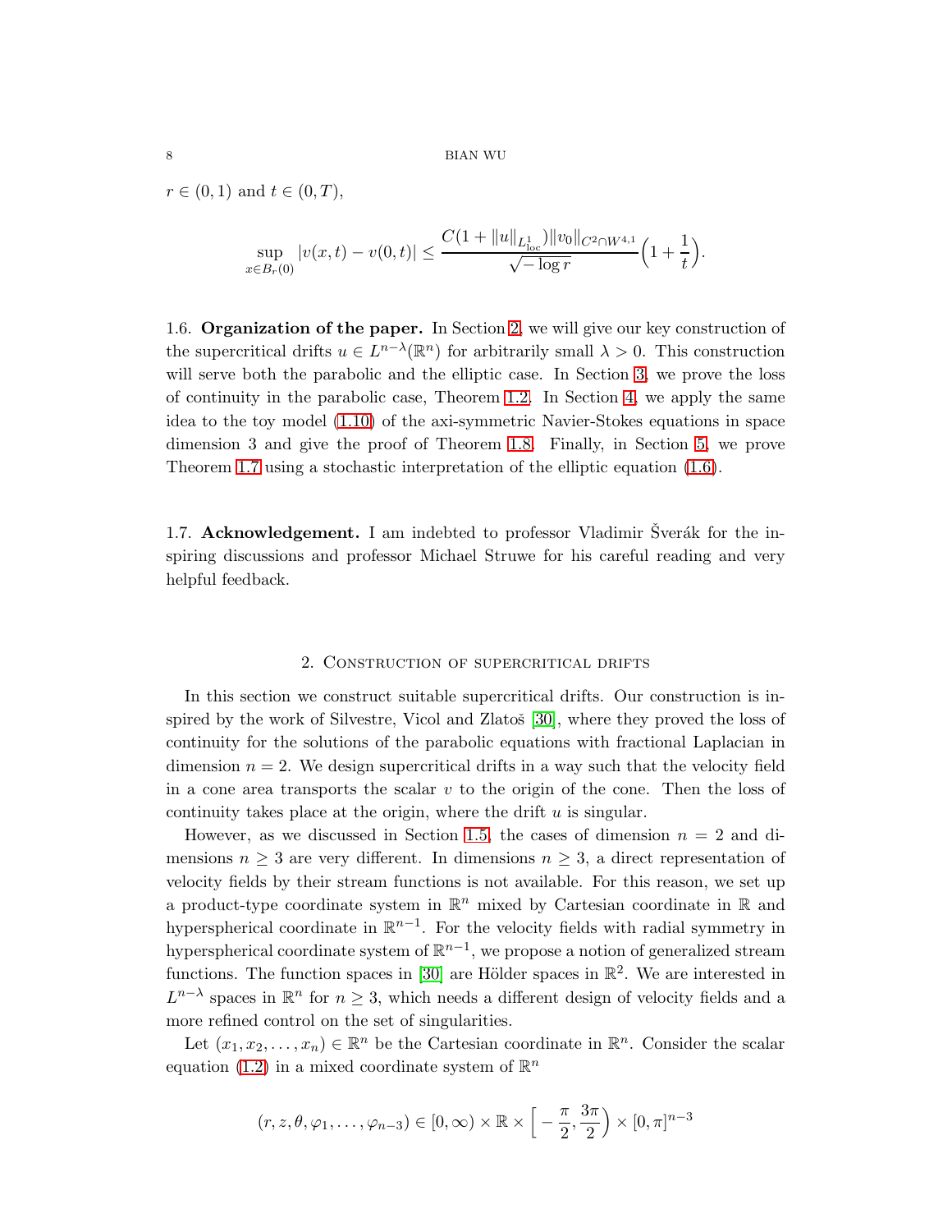$r \in (0,1)$ and $t \in (0,T)$,

$$\sup_{x \in B_r(0)} |v(x,t) - v(0,t)| \leq \frac{C(1 + \|u\|_{L^1_{\text{loc}}})\|v_0\|_{C^2 \cap W^{4,1}}}{\sqrt{-\log r}} \Big(1 + \frac{1}{t}\Big).$$

1.6. **Organization of the paper.** In Section 2, we will give our key construction of the supercritical drifts $u \in L^{n-\lambda}(\mathbb{R}^n)$ for arbitrarily small $\lambda > 0$. This construction will serve both the parabolic and the elliptic case. In Section 3, we prove the loss of continuity in the parabolic case, Theorem 1.2. In Section 4, we apply the same idea to the toy model (1.10) of the axi-symmetric Navier-Stokes equations in space dimension 3 and give the proof of Theorem 1.8. Finally, in Section 5, we prove Theorem 1.7 using a stochastic interpretation of the elliptic equation (1.6).

1.7. **Acknowledgement.** I am indebted to professor Vladimir Šverák for the inspiring discussions and professor Michael Struwe for his careful reading and very helpful feedback.

## 2. Construction of supercritical drifts

In this section we construct suitable supercritical drifts. Our construction is inspired by the work of Silvestre, Vicol and Zlatoš [30], where they proved the loss of continuity for the solutions of the parabolic equations with fractional Laplacian in dimension $n = 2$. We design supercritical drifts in a way such that the velocity field in a cone area transports the scalar $v$ to the origin of the cone. Then the loss of continuity takes place at the origin, where the drift $u$ is singular.

However, as we discussed in Section 1.5, the cases of dimension $n = 2$ and dimensions $n \geq 3$ are very different. In dimensions $n \geq 3$, a direct representation of velocity fields by their stream functions is not available. For this reason, we set up a product-type coordinate system in $\mathbb{R}^n$ mixed by Cartesian coordinate in $\mathbb{R}$ and hyperspherical coordinate in $\mathbb{R}^{n-1}$. For the velocity fields with radial symmetry in hyperspherical coordinate system of $\mathbb{R}^{n-1}$, we propose a notion of generalized stream functions. The function spaces in [30] are Hölder spaces in $\mathbb{R}^2$. We are interested in $L^{n-\lambda}$ spaces in $\mathbb{R}^n$ for $n \geq 3$, which needs a different design of velocity fields and a more refined control on the set of singularities.

Let $(x_1, x_2, \ldots, x_n) \in \mathbb{R}^n$ be the Cartesian coordinate in $\mathbb{R}^n$. Consider the scalar equation (1.2) in a mixed coordinate system of $\mathbb{R}^n$

$$(r, z, \theta, \varphi_1, \ldots, \varphi_{n-3}) \in [0,\infty) \times \mathbb{R} \times \Big[-\frac{\pi}{2}, \frac{3\pi}{2}\Big) \times [0,\pi]^{n-3}$$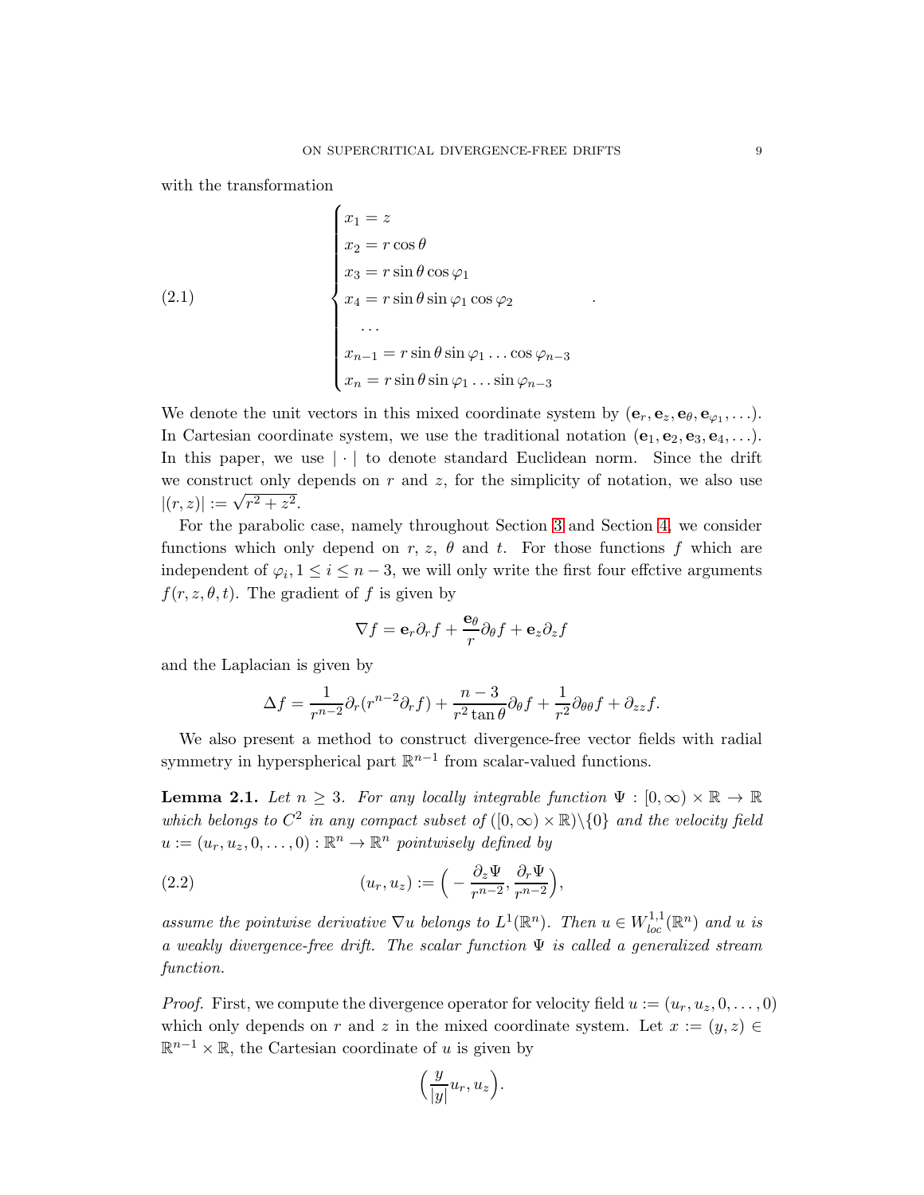with the transformation

$$
\begin{cases}
x_1 = z \\
x_2 = r\cos\theta \\
x_3 = r\sin\theta\cos\varphi_1 \\
x_4 = r\sin\theta\sin\varphi_1\cos\varphi_2 \\
\quad \ldots \\
x_{n-1} = r\sin\theta\sin\varphi_1\ldots\cos\varphi_{n-3} \\
x_n = r\sin\theta\sin\varphi_1\ldots\sin\varphi_{n-3}
\end{cases}
\quad . \tag{2.1}
$$

We denote the unit vectors in this mixed coordinate system by $(\mathbf{e}_r, \mathbf{e}_z, \mathbf{e}_\theta, \mathbf{e}_{\varphi_1}, \ldots)$. In Cartesian coordinate system, we use the traditional notation $(\mathbf{e}_1, \mathbf{e}_2, \mathbf{e}_3, \mathbf{e}_4, \ldots)$. In this paper, we use $|\cdot|$ to denote standard Euclidean norm. Since the drift we construct only depends on $r$ and $z$, for the simplicity of notation, we also use $|(r,z)| := \sqrt{r^2+z^2}$.

For the parabolic case, namely throughout Section 3 and Section 4, we consider functions which only depend on $r$, $z$, $\theta$ and $t$. For those functions $f$ which are independent of $\varphi_i, 1 \le i \le n-3$, we will only write the first four effctive arguments $f(r,z,\theta,t)$. The gradient of $f$ is given by

$$
\nabla f = \mathbf{e}_r \partial_r f + \frac{\mathbf{e}_\theta}{r}\partial_\theta f + \mathbf{e}_z \partial_z f
$$

and the Laplacian is given by

$$
\Delta f = \frac{1}{r^{n-2}}\partial_r(r^{n-2}\partial_r f) + \frac{n-3}{r^2\tan\theta}\partial_\theta f + \frac{1}{r^2}\partial_{\theta\theta} f + \partial_{zz} f.
$$

We also present a method to construct divergence-free vector fields with radial symmetry in hyperspherical part $\mathbb{R}^{n-1}$ from scalar-valued functions.

**Lemma 2.1.** *Let $n \ge 3$. For any locally integrable function $\Psi : [0,\infty)\times\mathbb{R} \to \mathbb{R}$ which belongs to $C^2$ in any compact subset of $([0,\infty)\times\mathbb{R})\backslash\{0\}$ and the velocity field $u := (u_r, u_z, 0, \ldots, 0) : \mathbb{R}^n \to \mathbb{R}^n$ pointwisely defined by*

$$
(u_r, u_z) := \Big( -\frac{\partial_z \Psi}{r^{n-2}}, \frac{\partial_r \Psi}{r^{n-2}} \Big), \tag{2.2}
$$

*assume the pointwise derivative $\nabla u$ belongs to $L^1(\mathbb{R}^n)$. Then $u \in W^{1,1}_{loc}(\mathbb{R}^n)$ and $u$ is a weakly divergence-free drift. The scalar function $\Psi$ is called a generalized stream function.*

*Proof.* First, we compute the divergence operator for velocity field $u := (u_r, u_z, 0, \ldots, 0)$ which only depends on $r$ and $z$ in the mixed coordinate system. Let $x := (y,z) \in \mathbb{R}^{n-1}\times\mathbb{R}$, the Cartesian coordinate of $u$ is given by

$$
\Big(\frac{y}{|y|}u_r, u_z\Big).
$$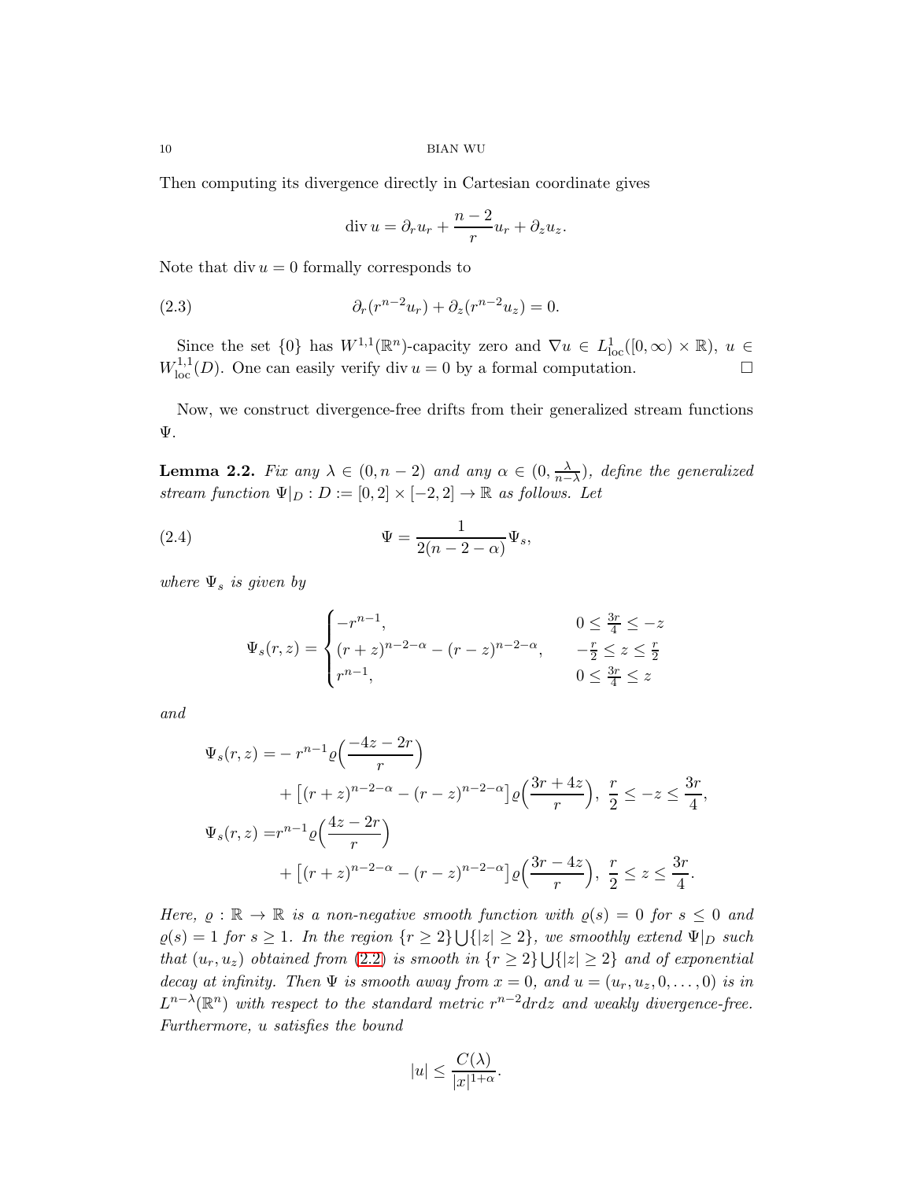Then computing its divergence directly in Cartesian coordinate gives

$$\operatorname{div} u = \partial_r u_r + \frac{n-2}{r} u_r + \partial_z u_z.$$

Note that $\operatorname{div} u = 0$ formally corresponds to

$$\partial_r (r^{n-2} u_r) + \partial_z (r^{n-2} u_z) = 0. \tag{2.3}$$

Since the set $\{0\}$ has $W^{1,1}(\mathbb{R}^n)$-capacity zero and $\nabla u \in L^1_{\mathrm{loc}}([0,\infty) \times \mathbb{R})$, $u \in W^{1,1}_{\mathrm{loc}}(D)$. One can easily verify $\operatorname{div} u = 0$ by a formal computation. $\square$

Now, we construct divergence-free drifts from their generalized stream functions $\Psi$.

**Lemma 2.2.** *Fix any $\lambda \in (0, n-2)$ and any $\alpha \in (0, \frac{\lambda}{n-\lambda})$, define the generalized stream function $\Psi|_D : D := [0,2] \times [-2,2] \to \mathbb{R}$ as follows. Let*

$$\Psi = \frac{1}{2(n-2-\alpha)} \Psi_s, \tag{2.4}$$

*where $\Psi_s$ is given by*

$$\Psi_s(r,z) = \begin{cases} -r^{n-1}, & 0 \le \frac{3r}{4} \le -z \\ (r+z)^{n-2-\alpha} - (r-z)^{n-2-\alpha}, & -\frac{r}{2} \le z \le \frac{r}{2} \\ r^{n-1}, & 0 \le \frac{3r}{4} \le z \end{cases}$$

*and*

$$\begin{aligned} \Psi_s(r,z) =& -r^{n-1} \varrho\Big(\frac{-4z-2r}{r}\Big) \\ &+ \big[(r+z)^{n-2-\alpha} - (r-z)^{n-2-\alpha}\big] \varrho\Big(\frac{3r+4z}{r}\Big),\ \frac{r}{2} \le -z \le \frac{3r}{4}, \\ \Psi_s(r,z) =& r^{n-1} \varrho\Big(\frac{4z-2r}{r}\Big) \\ &+ \big[(r+z)^{n-2-\alpha} - (r-z)^{n-2-\alpha}\big] \varrho\Big(\frac{3r-4z}{r}\Big),\ \frac{r}{2} \le z \le \frac{3r}{4}. \end{aligned}$$

*Here, $\varrho : \mathbb{R} \to \mathbb{R}$ is a non-negative smooth function with $\varrho(s) = 0$ for $s \le 0$ and $\varrho(s) = 1$ for $s \ge 1$. In the region $\{r \ge 2\} \bigcup \{|z| \ge 2\}$, we smoothly extend $\Psi|_D$ such that $(u_r, u_z)$ obtained from (2.2) is smooth in $\{r \ge 2\} \bigcup \{|z| \ge 2\}$ and of exponential decay at infinity. Then $\Psi$ is smooth away from $x = 0$, and $u = (u_r, u_z, 0, \ldots, 0)$ is in $L^{n-\lambda}(\mathbb{R}^n)$ with respect to the standard metric $r^{n-2} dr dz$ and weakly divergence-free. Furthermore, $u$ satisfies the bound*

$$|u| \le \frac{C(\lambda)}{|x|^{1+\alpha}}.$$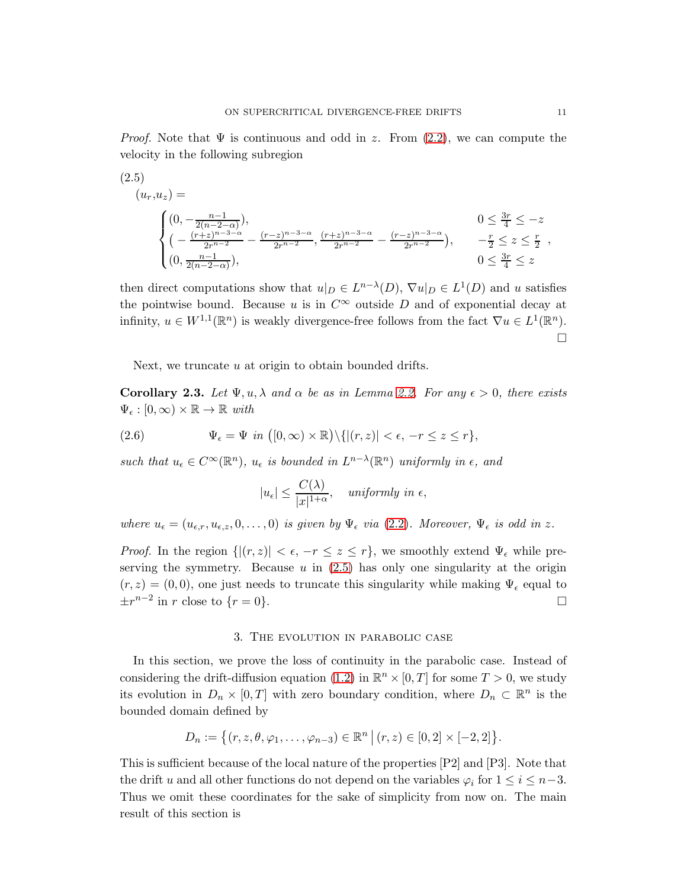*Proof.* Note that $\Psi$ is continuous and odd in $z$. From (2.2), we can compute the velocity in the following subregion

$$
(u_r, u_z) = \begin{cases} \left(0, -\frac{n-1}{2(n-2-\alpha)}\right), & 0 \le \frac{3r}{4} \le -z \\ \left(-\frac{(r+z)^{n-3-\alpha}}{2r^{n-2}} - \frac{(r-z)^{n-3-\alpha}}{2r^{n-2}}, \frac{(r+z)^{n-3-\alpha}}{2r^{n-2}} - \frac{(r-z)^{n-3-\alpha}}{2r^{n-2}}\right), & -\frac{r}{2} \le z \le \frac{r}{2} \\ \left(0, \frac{n-1}{2(n-2-\alpha)}\right), & 0 \le \frac{3r}{4} \le z \end{cases}, \tag{2.5}
$$

then direct computations show that $u|_D \in L^{n-\lambda}(D)$, $\nabla u|_D \in L^1(D)$ and $u$ satisfies the pointwise bound. Because $u$ is in $C^\infty$ outside $D$ and of exponential decay at infinity, $u \in W^{1,1}(\mathbb{R}^n)$ is weakly divergence-free follows from the fact $\nabla u \in L^1(\mathbb{R}^n)$. $\square$

Next, we truncate $u$ at origin to obtain bounded drifts.

**Corollary 2.3.** *Let $\Psi, u, \lambda$ and $\alpha$ be as in Lemma 2.2. For any $\epsilon > 0$, there exists $\Psi_\epsilon : [0,\infty) \times \mathbb{R} \to \mathbb{R}$ with*

$$
\Psi_\epsilon = \Psi \text{ in } \big([0,\infty) \times \mathbb{R}\big) \setminus \{|(r,z)| < \epsilon,\, -r \le z \le r\}, \tag{2.6}
$$

*such that $u_\epsilon \in C^\infty(\mathbb{R}^n)$, $u_\epsilon$ is bounded in $L^{n-\lambda}(\mathbb{R}^n)$ uniformly in $\epsilon$, and*

$$
|u_\epsilon| \le \frac{C(\lambda)}{|x|^{1+\alpha}}, \quad \text{uniformly in } \epsilon,
$$

*where $u_\epsilon = (u_{\epsilon,r}, u_{\epsilon,z}, 0, \dots, 0)$ is given by $\Psi_\epsilon$ via (2.2). Moreover, $\Psi_\epsilon$ is odd in $z$.*

*Proof.* In the region $\{|(r,z)| < \epsilon,\, -r \le z \le r\}$, we smoothly extend $\Psi_\epsilon$ while preserving the symmetry. Because $u$ in (2.5) has only one singularity at the origin $(r,z) = (0,0)$, one just needs to truncate this singularity while making $\Psi_\epsilon$ equal to $\pm r^{n-2}$ in $r$ close to $\{r = 0\}$. $\square$

## 3. The evolution in parabolic case

In this section, we prove the loss of continuity in the parabolic case. Instead of considering the drift-diffusion equation (1.2) in $\mathbb{R}^n \times [0,T]$ for some $T > 0$, we study its evolution in $D_n \times [0,T]$ with zero boundary condition, where $D_n \subset \mathbb{R}^n$ is the bounded domain defined by

$$
D_n := \left\{(r, z, \theta, \varphi_1, \dots, \varphi_{n-3}) \in \mathbb{R}^n \,\middle|\, (r,z) \in [0,2] \times [-2,2]\right\}.
$$

This is sufficient because of the local nature of the properties [P2] and [P3]. Note that the drift $u$ and all other functions do not depend on the variables $\varphi_i$ for $1 \le i \le n-3$. Thus we omit these coordinates for the sake of simplicity from now on. The main result of this section is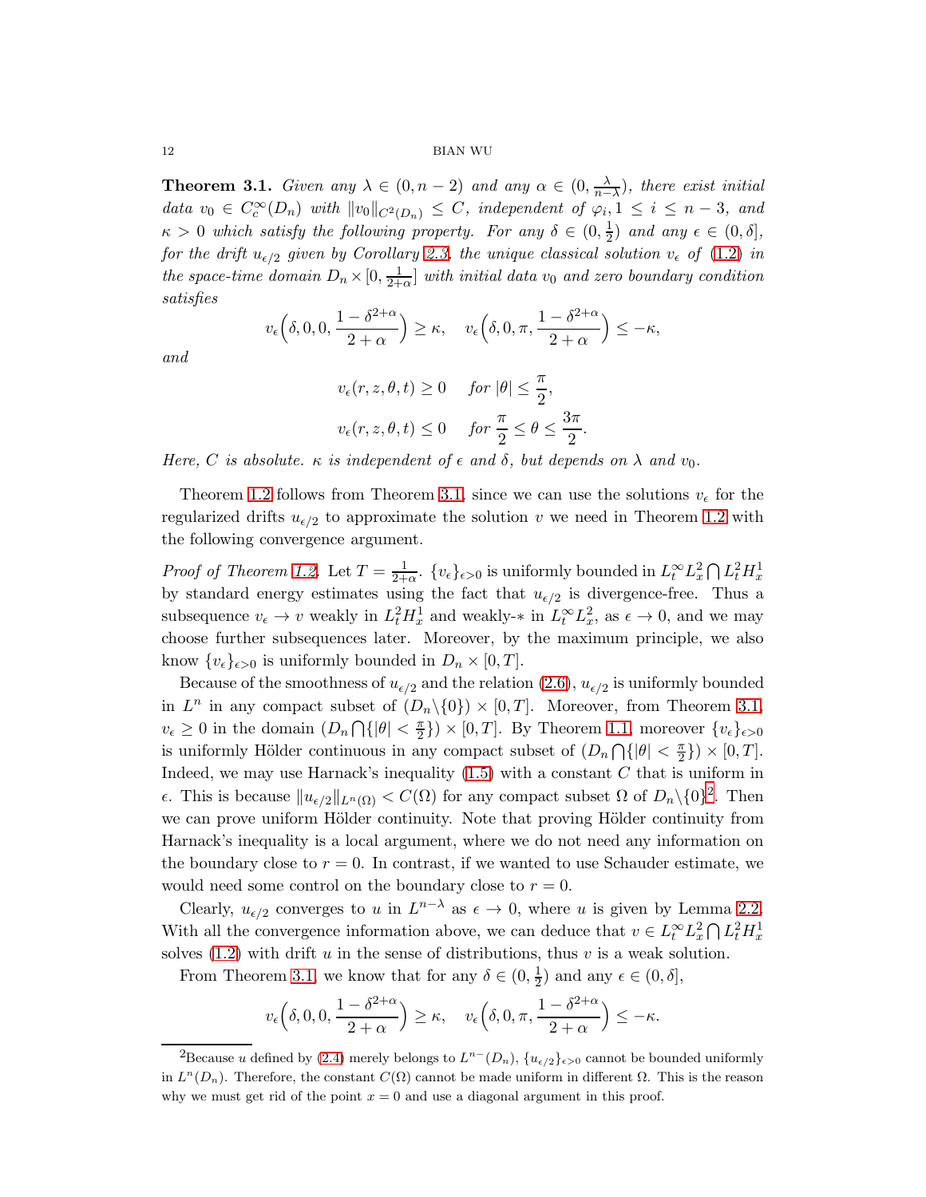**Theorem 3.1.** *Given any $\lambda \in (0, n-2)$ and any $\alpha \in (0, \frac{\lambda}{n-\lambda})$, there exist initial data $v_0 \in C_c^\infty(D_n)$ with $\|v_0\|_{C^2(D_n)} \le C$, independent of $\varphi_i, 1 \le i \le n-3$, and $\kappa > 0$ which satisfy the following property. For any $\delta \in (0, \frac{1}{2})$ and any $\epsilon \in (0, \delta]$, for the drift $u_{\epsilon/2}$ given by Corollary 2.3, the unique classical solution $v_\epsilon$ of (1.2) in the space-time domain $D_n \times [0, \frac{1}{2+\alpha}]$ with initial data $v_0$ and zero boundary condition satisfies*

$$v_\epsilon\Big(\delta, 0, 0, \frac{1-\delta^{2+\alpha}}{2+\alpha}\Big) \ge \kappa, \quad v_\epsilon\Big(\delta, 0, \pi, \frac{1-\delta^{2+\alpha}}{2+\alpha}\Big) \le -\kappa,$$

*and*

$$v_\epsilon(r, z, \theta, t) \ge 0 \quad \text{for } |\theta| \le \frac{\pi}{2},$$
$$v_\epsilon(r, z, \theta, t) \le 0 \quad \text{for } \frac{\pi}{2} \le \theta \le \frac{3\pi}{2}.$$

*Here, $C$ is absolute. $\kappa$ is independent of $\epsilon$ and $\delta$, but depends on $\lambda$ and $v_0$.*

Theorem 1.2 follows from Theorem 3.1, since we can use the solutions $v_\epsilon$ for the regularized drifts $u_{\epsilon/2}$ to approximate the solution $v$ we need in Theorem 1.2 with the following convergence argument.

*Proof of Theorem 1.2.* Let $T = \frac{1}{2+\alpha}$. $\{v_\epsilon\}_{\epsilon>0}$ is uniformly bounded in $L_t^\infty L_x^2 \bigcap L_t^2 H_x^1$ by standard energy estimates using the fact that $u_{\epsilon/2}$ is divergence-free. Thus a subsequence $v_\epsilon \to v$ weakly in $L_t^2 H_x^1$ and weakly-$*$ in $L_t^\infty L_x^2$, as $\epsilon \to 0$, and we may choose further subsequences later. Moreover, by the maximum principle, we also know $\{v_\epsilon\}_{\epsilon>0}$ is uniformly bounded in $D_n \times [0, T]$.

Because of the smoothness of $u_{\epsilon/2}$ and the relation (2.6), $u_{\epsilon/2}$ is uniformly bounded in $L^n$ in any compact subset of $(D_n \backslash \{0\}) \times [0, T]$. Moreover, from Theorem 3.1, $v_\epsilon \ge 0$ in the domain $(D_n \bigcap \{|\theta| < \frac{\pi}{2}\}) \times [0, T]$. By Theorem 1.1, moreover $\{v_\epsilon\}_{\epsilon>0}$ is uniformly Hölder continuous in any compact subset of $(D_n \bigcap \{|\theta| < \frac{\pi}{2}\}) \times [0, T]$. Indeed, we may use Harnack's inequality (1.5) with a constant $C$ that is uniform in $\epsilon$. This is because $\|u_{\epsilon/2}\|_{L^n(\Omega)} < C(\Omega)$ for any compact subset $\Omega$ of $D_n \backslash \{0\}$[2]. Then we can prove uniform Hölder continuity. Note that proving Hölder continuity from Harnack's inequality is a local argument, where we do not need any information on the boundary close to $r = 0$. In contrast, if we wanted to use Schauder estimate, we would need some control on the boundary close to $r = 0$.

Clearly, $u_{\epsilon/2}$ converges to $u$ in $L^{n-\lambda}$ as $\epsilon \to 0$, where $u$ is given by Lemma 2.2. With all the convergence information above, we can deduce that $v \in L_t^\infty L_x^2 \bigcap L_t^2 H_x^1$ solves (1.2) with drift $u$ in the sense of distributions, thus $v$ is a weak solution.

From Theorem 3.1, we know that for any $\delta \in (0, \frac{1}{2})$ and any $\epsilon \in (0, \delta]$,

$$v_\epsilon\Big(\delta, 0, 0, \frac{1-\delta^{2+\alpha}}{2+\alpha}\Big) \ge \kappa, \quad v_\epsilon\Big(\delta, 0, \pi, \frac{1-\delta^{2+\alpha}}{2+\alpha}\Big) \le -\kappa.$$

[2] Because $u$ defined by (2.4) merely belongs to $L^{n-}(D_n)$, $\{u_{\epsilon/2}\}_{\epsilon>0}$ cannot be bounded uniformly in $L^n(D_n)$. Therefore, the constant $C(\Omega)$ cannot be made uniform in different $\Omega$. This is the reason why we must get rid of the point $x = 0$ and use a diagonal argument in this proof.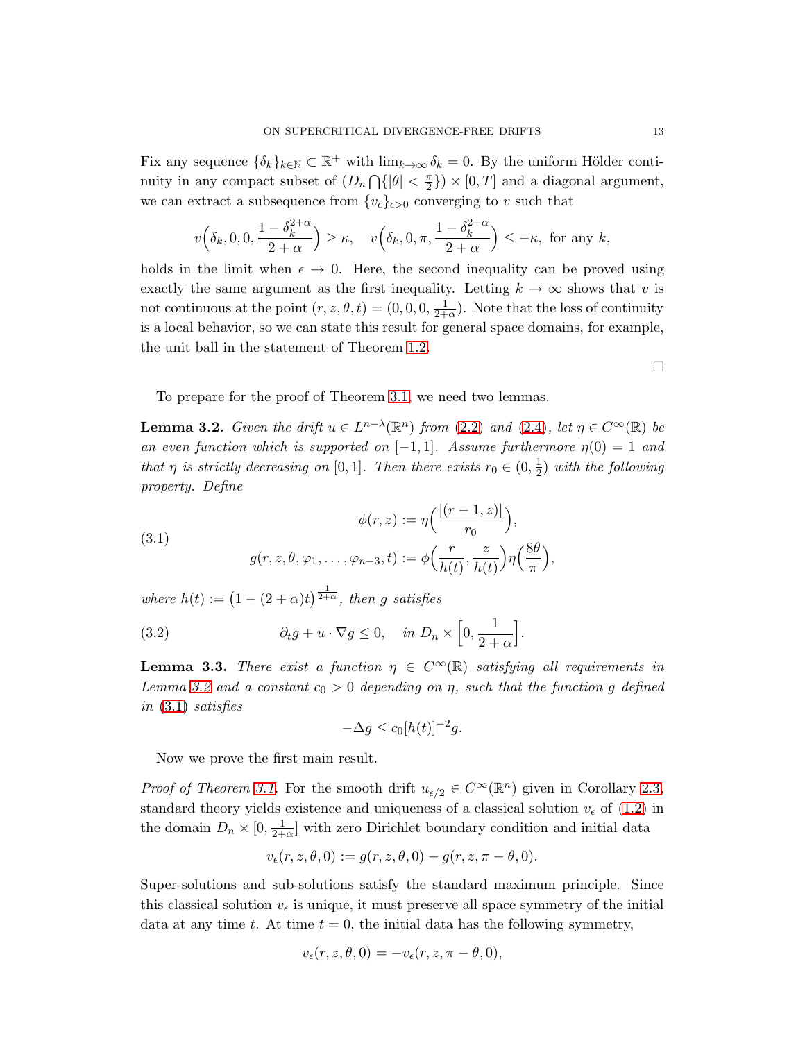Fix any sequence $\{\delta_k\}_{k\in\mathbb{N}} \subset \mathbb{R}^+$ with $\lim_{k\to\infty}\delta_k = 0$. By the uniform Hölder continuity in any compact subset of $(D_n \bigcap \{|\theta| < \frac{\pi}{2}\}) \times [0,T]$ and a diagonal argument, we can extract a subsequence from $\{v_\epsilon\}_{\epsilon>0}$ converging to $v$ such that

$$v\Big(\delta_k, 0, 0, \frac{1-\delta_k^{2+\alpha}}{2+\alpha}\Big) \geq \kappa, \quad v\Big(\delta_k, 0, \pi, \frac{1-\delta_k^{2+\alpha}}{2+\alpha}\Big) \leq -\kappa, \text{ for any } k,$$

holds in the limit when $\epsilon \to 0$. Here, the second inequality can be proved using exactly the same argument as the first inequality. Letting $k \to \infty$ shows that $v$ is not continuous at the point $(r, z, \theta, t) = (0, 0, 0, \frac{1}{2+\alpha})$. Note that the loss of continuity is a local behavior, so we can state this result for general space domains, for example, the unit ball in the statement of Theorem 1.2.

□

To prepare for the proof of Theorem 3.1, we need two lemmas.

**Lemma 3.2.** *Given the drift $u \in L^{n-\lambda}(\mathbb{R}^n)$ from (2.2) and (2.4), let $\eta \in C^\infty(\mathbb{R})$ be an even function which is supported on $[-1,1]$. Assume furthermore $\eta(0) = 1$ and that $\eta$ is strictly decreasing on $[0,1]$. Then there exists $r_0 \in (0, \frac{1}{2})$ with the following property. Define*

$$\begin{aligned} \phi(r,z) &:= \eta\Big(\frac{|(r-1,z)|}{r_0}\Big), \\ g(r,z,\theta,\varphi_1,\ldots,\varphi_{n-3},t) &:= \phi\Big(\frac{r}{h(t)}, \frac{z}{h(t)}\Big)\eta\Big(\frac{8\theta}{\pi}\Big), \end{aligned} \tag{3.1}$$

*where $h(t) := \big(1-(2+\alpha)t\big)^{\frac{1}{2+\alpha}}$, then $g$ satisfies*

$$\partial_t g + u \cdot \nabla g \leq 0, \quad \text{in } D_n \times \Big[0, \frac{1}{2+\alpha}\Big]. \tag{3.2}$$

**Lemma 3.3.** *There exist a function $\eta \in C^\infty(\mathbb{R})$ satisfying all requirements in Lemma 3.2 and a constant $c_0 > 0$ depending on $\eta$, such that the function $g$ defined in (3.1) satisfies*

$$-\Delta g \leq c_0[h(t)]^{-2} g.$$

Now we prove the first main result.

*Proof of Theorem 3.1.* For the smooth drift $u_{\epsilon/2} \in C^\infty(\mathbb{R}^n)$ given in Corollary 2.3, standard theory yields existence and uniqueness of a classical solution $v_\epsilon$ of (1.2) in the domain $D_n \times [0, \frac{1}{2+\alpha}]$ with zero Dirichlet boundary condition and initial data

$$v_\epsilon(r,z,\theta,0) := g(r,z,\theta,0) - g(r,z,\pi-\theta,0).$$

Super-solutions and sub-solutions satisfy the standard maximum principle. Since this classical solution $v_\epsilon$ is unique, it must preserve all space symmetry of the initial data at any time $t$. At time $t = 0$, the initial data has the following symmetry,

$$v_\epsilon(r,z,\theta,0) = -v_\epsilon(r,z,\pi-\theta,0),$$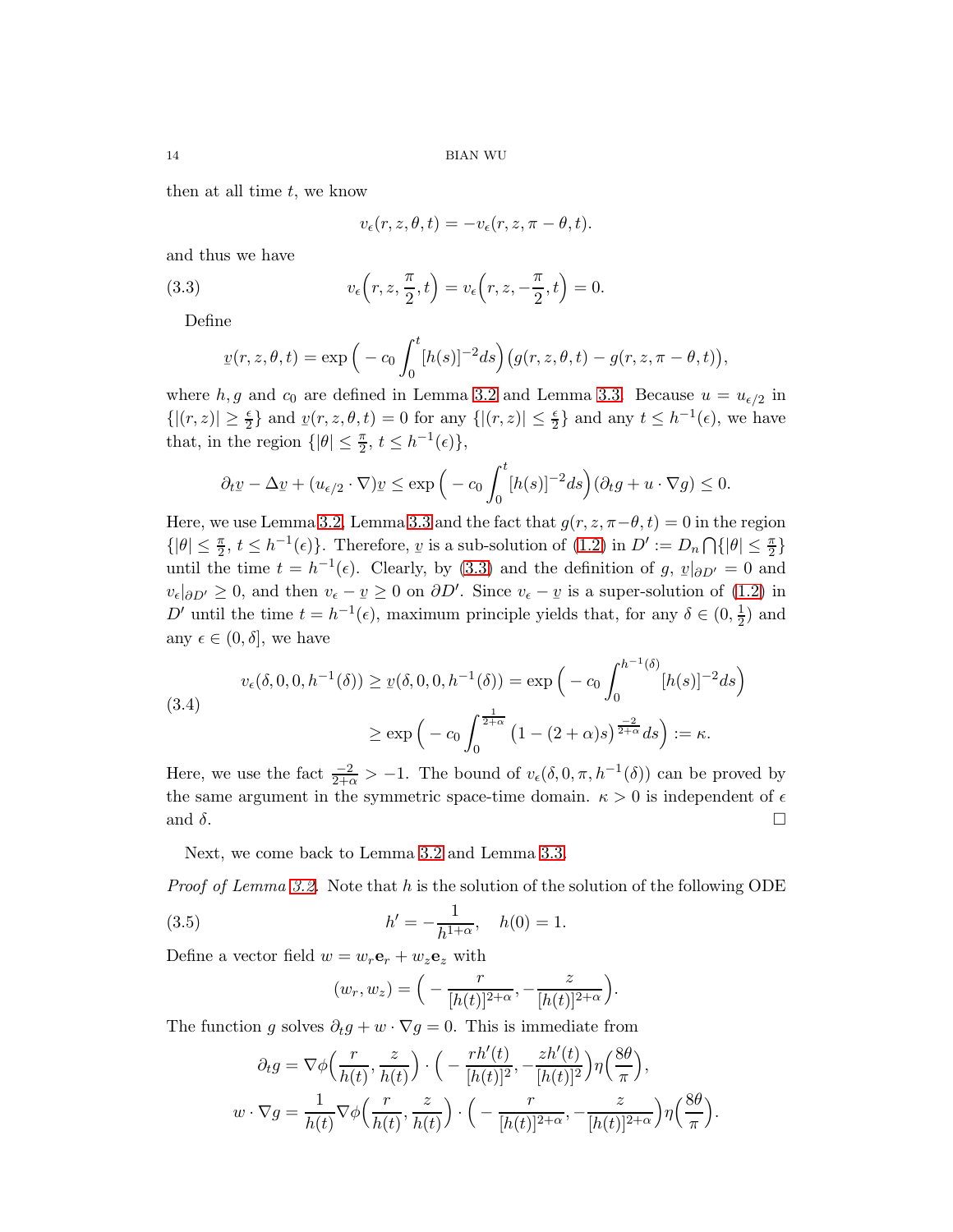then at all time $t$, we know

$$v_\epsilon(r,z,\theta,t) = -v_\epsilon(r,z,\pi-\theta,t).$$

and thus we have

$$v_\epsilon\Big(r,z,\frac{\pi}{2},t\Big) = v_\epsilon\Big(r,z,-\frac{\pi}{2},t\Big) = 0. \tag{3.3}$$

Define

$$\underline{v}(r,z,\theta,t) = \exp\Big(-c_0\int_0^t [h(s)]^{-2}ds\Big)\big(g(r,z,\theta,t) - g(r,z,\pi-\theta,t)\big),$$

where $h, g$ and $c_0$ are defined in Lemma 3.2 and Lemma 3.3. Because $u = u_{\epsilon/2}$ in $\{|(r,z)| \geq \frac{\epsilon}{2}\}$ and $\underline{v}(r,z,\theta,t) = 0$ for any $\{|(r,z)| \leq \frac{\epsilon}{2}\}$ and any $t \leq h^{-1}(\epsilon)$, we have that, in the region $\{|\theta| \leq \frac{\pi}{2},\, t \leq h^{-1}(\epsilon)\}$,

$$\partial_t\underline{v} - \Delta\underline{v} + (u_{\epsilon/2}\cdot\nabla)\underline{v} \leq \exp\Big(-c_0\int_0^t [h(s)]^{-2}ds\Big)(\partial_t g + u\cdot\nabla g) \leq 0.$$

Here, we use Lemma 3.2, Lemma 3.3 and the fact that $g(r,z,\pi-\theta,t) = 0$ in the region $\{|\theta| \leq \frac{\pi}{2},\, t \leq h^{-1}(\epsilon)\}$. Therefore, $\underline{v}$ is a sub-solution of (1.2) in $D' := D_n \bigcap \{|\theta| \leq \frac{\pi}{2}\}$ until the time $t = h^{-1}(\epsilon)$. Clearly, by (3.3) and the definition of $g$, $\underline{v}|_{\partial D'} = 0$ and $v_\epsilon|_{\partial D'} \geq 0$, and then $v_\epsilon - \underline{v} \geq 0$ on $\partial D'$. Since $v_\epsilon - \underline{v}$ is a super-solution of (1.2) in $D'$ until the time $t = h^{-1}(\epsilon)$, maximum principle yields that, for any $\delta \in (0,\frac{1}{2})$ and any $\epsilon \in (0,\delta]$, we have

$$\begin{aligned}
v_\epsilon(\delta,0,0,h^{-1}(\delta)) &\geq \underline{v}(\delta,0,0,h^{-1}(\delta)) = \exp\Big(-c_0\int_0^{h^{-1}(\delta)}[h(s)]^{-2}ds\Big) \\
&\geq \exp\Big(-c_0\int_0^{\frac{1}{2+\alpha}}\big(1-(2+\alpha)s\big)^{\frac{-2}{2+\alpha}}ds\Big) := \kappa.
\end{aligned} \tag{3.4}$$

Here, we use the fact $\frac{-2}{2+\alpha} > -1$. The bound of $v_\epsilon(\delta,0,\pi,h^{-1}(\delta))$ can be proved by the same argument in the symmetric space-time domain. $\kappa > 0$ is independent of $\epsilon$ and $\delta$. $\square$

Next, we come back to Lemma 3.2 and Lemma 3.3.

*Proof of Lemma 3.2.* Note that $h$ is the solution of the solution of the following ODE

$$h' = -\frac{1}{h^{1+\alpha}}, \quad h(0) = 1. \tag{3.5}$$

Define a vector field $w = w_r\mathbf{e}_r + w_z\mathbf{e}_z$ with

$$(w_r, w_z) = \Big(-\frac{r}{[h(t)]^{2+\alpha}}, -\frac{z}{[h(t)]^{2+\alpha}}\Big).$$

The function $g$ solves $\partial_t g + w\cdot\nabla g = 0$. This is immediate from

$$\begin{aligned}
\partial_t g &= \nabla\phi\Big(\frac{r}{h(t)},\frac{z}{h(t)}\Big)\cdot\Big(-\frac{rh'(t)}{[h(t)]^2}, -\frac{zh'(t)}{[h(t)]^2}\Big)\eta\Big(\frac{8\theta}{\pi}\Big), \\
w\cdot\nabla g &= \frac{1}{h(t)}\nabla\phi\Big(\frac{r}{h(t)},\frac{z}{h(t)}\Big)\cdot\Big(-\frac{r}{[h(t)]^{2+\alpha}}, -\frac{z}{[h(t)]^{2+\alpha}}\Big)\eta\Big(\frac{8\theta}{\pi}\Big).
\end{aligned}$$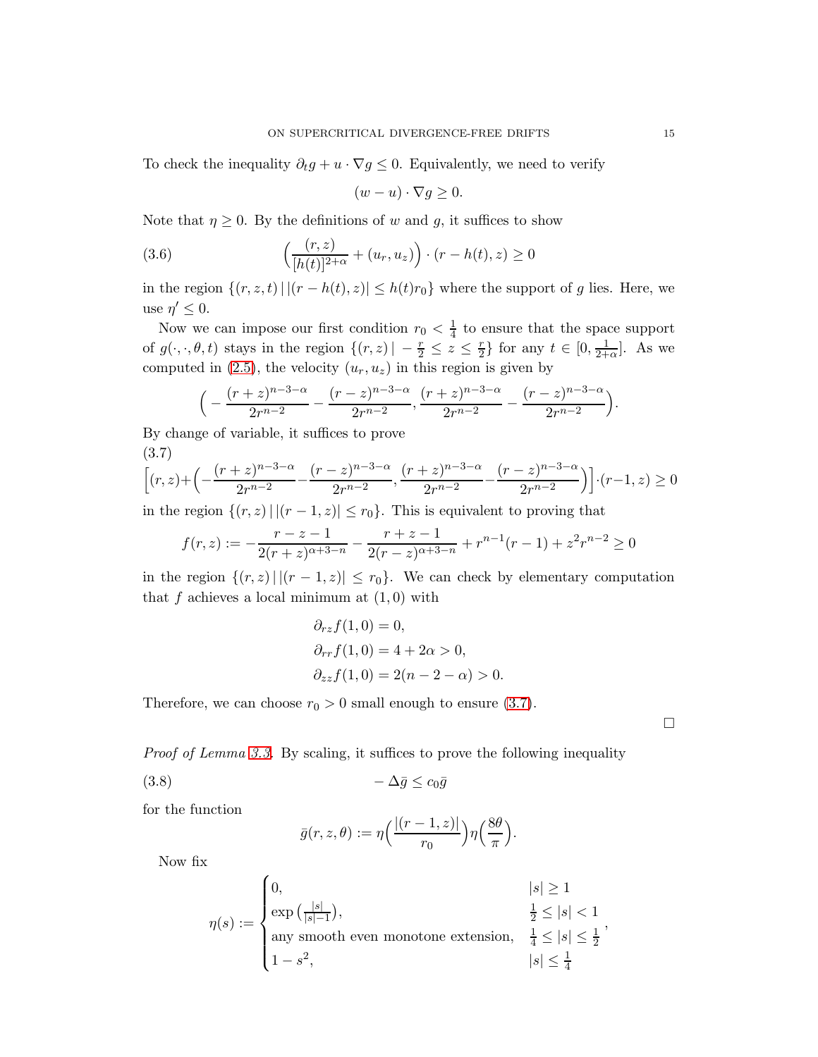To check the inequality $\partial_t g + u \cdot \nabla g \le 0$. Equivalently, we need to verify

$$(w - u) \cdot \nabla g \ge 0.$$

Note that $\eta \ge 0$. By the definitions of $w$ and $g$, it suffices to show

$$\Big( \frac{(r, z)}{[h(t)]^{2+\alpha}} + (u_r, u_z) \Big) \cdot (r - h(t), z) \ge 0 \tag{3.6}$$

in the region $\{(r, z, t) \,|\, |(r - h(t), z)| \le h(t) r_0\}$ where the support of $g$ lies. Here, we use $\eta' \le 0$.

Now we can impose our first condition $r_0 < \frac{1}{4}$ to ensure that the space support of $g(\cdot, \cdot, \theta, t)$ stays in the region $\{(r, z) \,|\, -\frac{r}{2} \le z \le \frac{r}{2}\}$ for any $t \in [0, \frac{1}{2+\alpha}]$. As we computed in (2.5), the velocity $(u_r, u_z)$ in this region is given by

$$\Big( -\frac{(r+z)^{n-3-\alpha}}{2r^{n-2}} - \frac{(r-z)^{n-3-\alpha}}{2r^{n-2}}, \frac{(r+z)^{n-3-\alpha}}{2r^{n-2}} - \frac{(r-z)^{n-3-\alpha}}{2r^{n-2}} \Big).$$

By change of variable, it suffices to prove

$$\Big[(r, z) + \Big( -\frac{(r+z)^{n-3-\alpha}}{2r^{n-2}} - \frac{(r-z)^{n-3-\alpha}}{2r^{n-2}}, \frac{(r+z)^{n-3-\alpha}}{2r^{n-2}} - \frac{(r-z)^{n-3-\alpha}}{2r^{n-2}} \Big)\Big] \cdot (r - 1, z) \ge 0 \tag{3.7}$$

in the region $\{(r, z) \,|\, |(r - 1, z)| \le r_0\}$. This is equivalent to proving that

$$f(r, z) := -\frac{r - z - 1}{2(r+z)^{\alpha+3-n}} - \frac{r + z - 1}{2(r-z)^{\alpha+3-n}} + r^{n-1}(r-1) + z^2 r^{n-2} \ge 0$$

in the region $\{(r, z) \,|\, |(r - 1, z)| \le r_0\}$. We can check by elementary computation that $f$ achieves a local minimum at $(1, 0)$ with

$$\partial_{rz} f(1, 0) = 0,$$
$$\partial_{rr} f(1, 0) = 4 + 2\alpha > 0,$$
$$\partial_{zz} f(1, 0) = 2(n - 2 - \alpha) > 0.$$

Therefore, we can choose $r_0 > 0$ small enough to ensure (3.7).

□

*Proof of Lemma 3.3.* By scaling, it suffices to prove the following inequality

$$-\Delta \bar{g} \le c_0 \bar{g} \tag{3.8}$$

for the function

$$\bar{g}(r, z, \theta) := \eta\Big(\frac{|(r - 1, z)|}{r_0}\Big)\eta\Big(\frac{8\theta}{\pi}\Big).$$

Now fix

$$\eta(s) := \begin{cases} 0, & |s| \ge 1 \\ \exp\big(\frac{|s|}{|s|-1}\big), & \frac{1}{2} \le |s| < 1 \\ \text{any smooth even monotone extension}, & \frac{1}{4} \le |s| \le \frac{1}{2} \\ 1 - s^2, & |s| \le \frac{1}{4} \end{cases},$$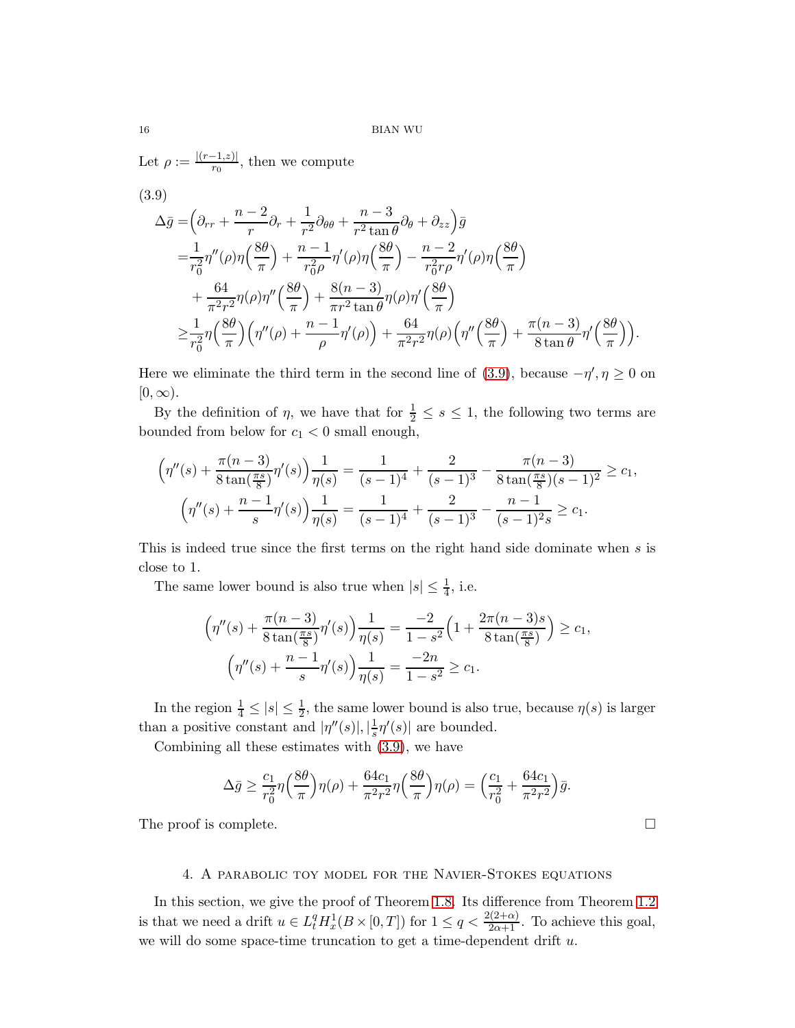Let $\rho := \frac{|(r-1,z)|}{r_0}$, then we compute

$$
\begin{aligned}
\Delta\bar{g} =& \Big(\partial_{rr} + \frac{n-2}{r}\partial_r + \frac{1}{r^2}\partial_{\theta\theta} + \frac{n-3}{r^2\tan\theta}\partial_\theta + \partial_{zz}\Big)\bar{g} \\
=& \frac{1}{r_0^2}\eta''(\rho)\eta\Big(\frac{8\theta}{\pi}\Big) + \frac{n-1}{r_0^2\rho}\eta'(\rho)\eta\Big(\frac{8\theta}{\pi}\Big) - \frac{n-2}{r_0^2 r\rho}\eta'(\rho)\eta\Big(\frac{8\theta}{\pi}\Big) \\
&+ \frac{64}{\pi^2 r^2}\eta(\rho)\eta''\Big(\frac{8\theta}{\pi}\Big) + \frac{8(n-3)}{\pi r^2\tan\theta}\eta(\rho)\eta'\Big(\frac{8\theta}{\pi}\Big) \\
\geq& \frac{1}{r_0^2}\eta\Big(\frac{8\theta}{\pi}\Big)\Big(\eta''(\rho) + \frac{n-1}{\rho}\eta'(\rho)\Big) + \frac{64}{\pi^2 r^2}\eta(\rho)\Big(\eta''\Big(\frac{8\theta}{\pi}\Big) + \frac{\pi(n-3)}{8\tan\theta}\eta'\Big(\frac{8\theta}{\pi}\Big)\Big).
\end{aligned}
\tag{3.9}
$$

Here we eliminate the third term in the second line of (3.9), because $-\eta', \eta \geq 0$ on $[0,\infty)$.

By the definition of $\eta$, we have that for $\frac{1}{2} \leq s \leq 1$, the following two terms are bounded from below for $c_1 < 0$ small enough,

$$
\Big(\eta''(s) + \frac{\pi(n-3)}{8\tan(\frac{\pi s}{8})}\eta'(s)\Big)\frac{1}{\eta(s)} = \frac{1}{(s-1)^4} + \frac{2}{(s-1)^3} - \frac{\pi(n-3)}{8\tan(\frac{\pi s}{8})(s-1)^2} \geq c_1,
$$

$$
\Big(\eta''(s) + \frac{n-1}{s}\eta'(s)\Big)\frac{1}{\eta(s)} = \frac{1}{(s-1)^4} + \frac{2}{(s-1)^3} - \frac{n-1}{(s-1)^2 s} \geq c_1.
$$

This is indeed true since the first terms on the right hand side dominate when $s$ is close to 1.

The same lower bound is also true when $|s| \leq \frac{1}{4}$, i.e.

$$
\Big(\eta''(s) + \frac{\pi(n-3)}{8\tan(\frac{\pi s}{8})}\eta'(s)\Big)\frac{1}{\eta(s)} = \frac{-2}{1-s^2}\Big(1 + \frac{2\pi(n-3)s}{8\tan(\frac{\pi s}{8})}\Big) \geq c_1,
$$

$$
\Big(\eta''(s) + \frac{n-1}{s}\eta'(s)\Big)\frac{1}{\eta(s)} = \frac{-2n}{1-s^2} \geq c_1.
$$

In the region $\frac{1}{4} \leq |s| \leq \frac{1}{2}$, the same lower bound is also true, because $\eta(s)$ is larger than a positive constant and $|\eta''(s)|, |\frac{1}{s}\eta'(s)|$ are bounded.

Combining all these estimates with (3.9), we have

$$
\Delta\bar{g} \geq \frac{c_1}{r_0^2}\eta\Big(\frac{8\theta}{\pi}\Big)\eta(\rho) + \frac{64c_1}{\pi^2 r^2}\eta\Big(\frac{8\theta}{\pi}\Big)\eta(\rho) = \Big(\frac{c_1}{r_0^2} + \frac{64c_1}{\pi^2 r^2}\Big)\bar{g}.
$$

The proof is complete. □

## 4. A parabolic toy model for the Navier-Stokes equations

In this section, we give the proof of Theorem 1.8. Its difference from Theorem 1.2 is that we need a drift $u \in L_t^q H_x^1(B \times [0,T])$ for $1 \leq q < \frac{2(2+\alpha)}{2\alpha+1}$. To achieve this goal, we will do some space-time truncation to get a time-dependent drift $u$.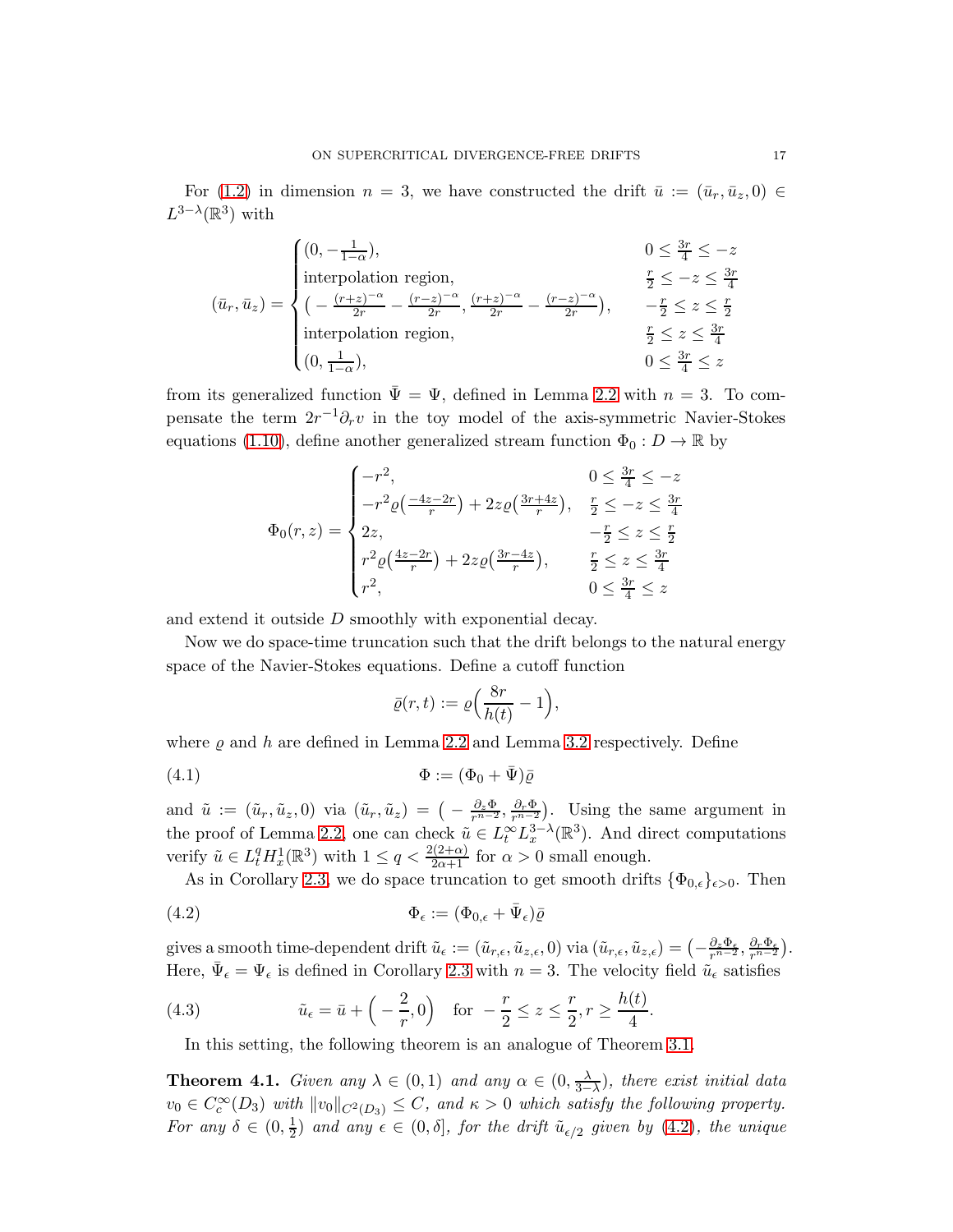For (1.2) in dimension $n = 3$, we have constructed the drift $\bar{u} := (\bar{u}_r, \bar{u}_z, 0) \in L^{3-\lambda}(\mathbb{R}^3)$ with

$$(\bar{u}_r, \bar{u}_z) = \begin{cases} (0, -\frac{1}{1-\alpha}), & 0 \leq \frac{3r}{4} \leq -z \\ \text{interpolation region}, & \frac{r}{2} \leq -z \leq \frac{3r}{4} \\ \big( -\frac{(r+z)^{-\alpha}}{2r} - \frac{(r-z)^{-\alpha}}{2r}, \frac{(r+z)^{-\alpha}}{2r} - \frac{(r-z)^{-\alpha}}{2r} \big), & -\frac{r}{2} \leq z \leq \frac{r}{2} \\ \text{interpolation region}, & \frac{r}{2} \leq z \leq \frac{3r}{4} \\ (0, \frac{1}{1-\alpha}), & 0 \leq \frac{3r}{4} \leq z \end{cases}$$

from its generalized function $\bar{\Psi} = \Psi$, defined in Lemma 2.2 with $n = 3$. To compensate the term $2r^{-1}\partial_r v$ in the toy model of the axis-symmetric Navier-Stokes equations (1.10), define another generalized stream function $\Phi_0 : D \to \mathbb{R}$ by

$$\Phi_0(r, z) = \begin{cases} -r^2, & 0 \leq \frac{3r}{4} \leq -z \\ -r^2 \varrho\big(\frac{-4z-2r}{r}\big) + 2z\varrho\big(\frac{3r+4z}{r}\big), & \frac{r}{2} \leq -z \leq \frac{3r}{4} \\ 2z, & -\frac{r}{2} \leq z \leq \frac{r}{2} \\ r^2 \varrho\big(\frac{4z-2r}{r}\big) + 2z\varrho\big(\frac{3r-4z}{r}\big), & \frac{r}{2} \leq z \leq \frac{3r}{4} \\ r^2, & 0 \leq \frac{3r}{4} \leq z \end{cases}$$

and extend it outside $D$ smoothly with exponential decay.

Now we do space-time truncation such that the drift belongs to the natural energy space of the Navier-Stokes equations. Define a cutoff function

$$\bar{\varrho}(r, t) := \varrho\Big(\frac{8r}{h(t)} - 1\Big),$$

where $\varrho$ and $h$ are defined in Lemma 2.2 and Lemma 3.2 respectively. Define

$$\Phi := (\Phi_0 + \bar{\Psi})\bar{\varrho} \tag{4.1}$$

and $\tilde{u} := (\tilde{u}_r, \tilde{u}_z, 0)$ via $(\tilde{u}_r, \tilde{u}_z) = \big( -\frac{\partial_z \Phi}{r^{n-2}}, \frac{\partial_r \Phi}{r^{n-2}} \big)$. Using the same argument in the proof of Lemma 2.2, one can check $\tilde{u} \in L_t^\infty L_x^{3-\lambda}(\mathbb{R}^3)$. And direct computations verify $\tilde{u} \in L_t^q H_x^1(\mathbb{R}^3)$ with $1 \leq q < \frac{2(2+\alpha)}{2\alpha+1}$ for $\alpha > 0$ small enough.

As in Corollary 2.3, we do space truncation to get smooth drifts $\{\Phi_{0,\epsilon}\}_{\epsilon>0}$. Then

$$\Phi_\epsilon := (\Phi_{0,\epsilon} + \bar{\Psi}_\epsilon)\bar{\varrho} \tag{4.2}$$

gives a smooth time-dependent drift $\tilde{u}_\epsilon := (\tilde{u}_{r,\epsilon}, \tilde{u}_{z,\epsilon}, 0)$ via $(\tilde{u}_{r,\epsilon}, \tilde{u}_{z,\epsilon}) = \big( -\frac{\partial_z \Phi_\epsilon}{r^{n-2}}, \frac{\partial_r \Phi_\epsilon}{r^{n-2}} \big)$. Here, $\bar{\Psi}_\epsilon = \Psi_\epsilon$ is defined in Corollary 2.3 with $n = 3$. The velocity field $\tilde{u}_\epsilon$ satisfies

$$\tilde{u}_\epsilon = \bar{u} + \Big( -\frac{2}{r}, 0 \Big) \quad \text{for } -\frac{r}{2} \leq z \leq \frac{r}{2}, r \geq \frac{h(t)}{4}. \tag{4.3}$$

In this setting, the following theorem is an analogue of Theorem 3.1.

**Theorem 4.1.** *Given any $\lambda \in (0, 1)$ and any $\alpha \in (0, \frac{\lambda}{3-\lambda})$, there exist initial data $v_0 \in C_c^\infty(D_3)$ with $\|v_0\|_{C^2(D_3)} \leq C$, and $\kappa > 0$ which satisfy the following property. For any $\delta \in (0, \frac{1}{2})$ and any $\epsilon \in (0, \delta]$, for the drift $\tilde{u}_{\epsilon/2}$ given by (4.2), the unique*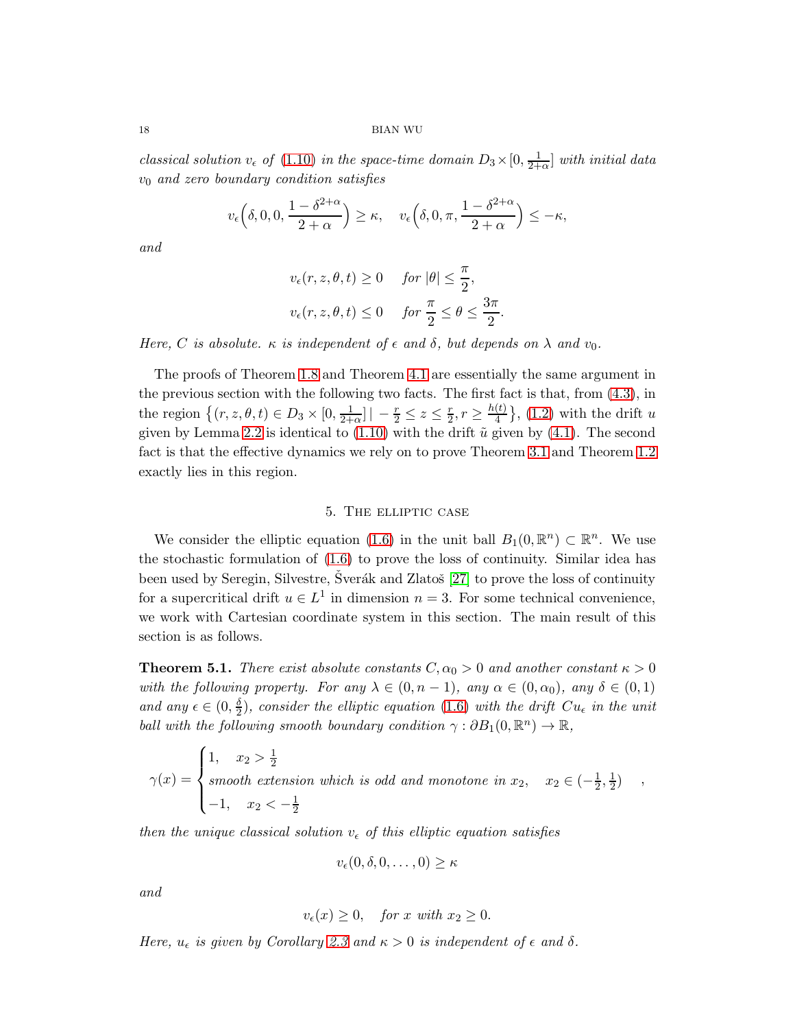*classical solution $v_\epsilon$ of (1.10) in the space-time domain $D_3 \times [0, \frac{1}{2+\alpha}]$ with initial data $v_0$ and zero boundary condition satisfies*

$$v_\epsilon\Big(\delta, 0, 0, \frac{1-\delta^{2+\alpha}}{2+\alpha}\Big) \geq \kappa, \quad v_\epsilon\Big(\delta, 0, \pi, \frac{1-\delta^{2+\alpha}}{2+\alpha}\Big) \leq -\kappa,$$

*and*

$$v_\epsilon(r, z, \theta, t) \geq 0 \quad \text{for } |\theta| \leq \frac{\pi}{2},$$
$$v_\epsilon(r, z, \theta, t) \leq 0 \quad \text{for } \frac{\pi}{2} \leq \theta \leq \frac{3\pi}{2}.$$

*Here, $C$ is absolute. $\kappa$ is independent of $\epsilon$ and $\delta$, but depends on $\lambda$ and $v_0$.*

The proofs of Theorem 1.8 and Theorem 4.1 are essentially the same argument in the previous section with the following two facts. The first fact is that, from (4.3), in the region $\big\{(r, z, \theta, t) \in D_3 \times [0, \frac{1}{2+\alpha}] \,|\, -\frac{r}{2} \leq z \leq \frac{r}{2}, r \geq \frac{h(t)}{4}\big\}$, (1.2) with the drift $u$ given by Lemma 2.2 is identical to (1.10) with the drift $\tilde{u}$ given by (4.1). The second fact is that the effective dynamics we rely on to prove Theorem 3.1 and Theorem 1.2 exactly lies in this region.

## 5. The elliptic case

We consider the elliptic equation (1.6) in the unit ball $B_1(0, \mathbb{R}^n) \subset \mathbb{R}^n$. We use the stochastic formulation of (1.6) to prove the loss of continuity. Similar idea has been used by Seregin, Silvestre, Šverák and Zlatoš [27] to prove the loss of continuity for a supercritical drift $u \in L^1$ in dimension $n = 3$. For some technical convenience, we work with Cartesian coordinate system in this section. The main result of this section is as follows.

**Theorem 5.1.** *There exist absolute constants $C, \alpha_0 > 0$ and another constant $\kappa > 0$ with the following property. For any $\lambda \in (0, n-1)$, any $\alpha \in (0, \alpha_0)$, any $\delta \in (0, 1)$ and any $\epsilon \in (0, \frac{\delta}{2})$, consider the elliptic equation (1.6) with the drift $Cu_\epsilon$ in the unit ball with the following smooth boundary condition $\gamma : \partial B_1(0, \mathbb{R}^n) \to \mathbb{R}$,*

$$\gamma(x) = \begin{cases} 1, & x_2 > \frac{1}{2} \\ \text{smooth extension which is odd and monotone in } x_2, & x_2 \in (-\frac{1}{2}, \frac{1}{2}) \\ -1, & x_2 < -\frac{1}{2} \end{cases},$$

*then the unique classical solution $v_\epsilon$ of this elliptic equation satisfies*

$$v_\epsilon(0, \delta, 0, \ldots, 0) \geq \kappa$$

*and*

$$v_\epsilon(x) \geq 0, \quad \text{for } x \text{ with } x_2 \geq 0.$$

*Here, $u_\epsilon$ is given by Corollary 2.3 and $\kappa > 0$ is independent of $\epsilon$ and $\delta$.*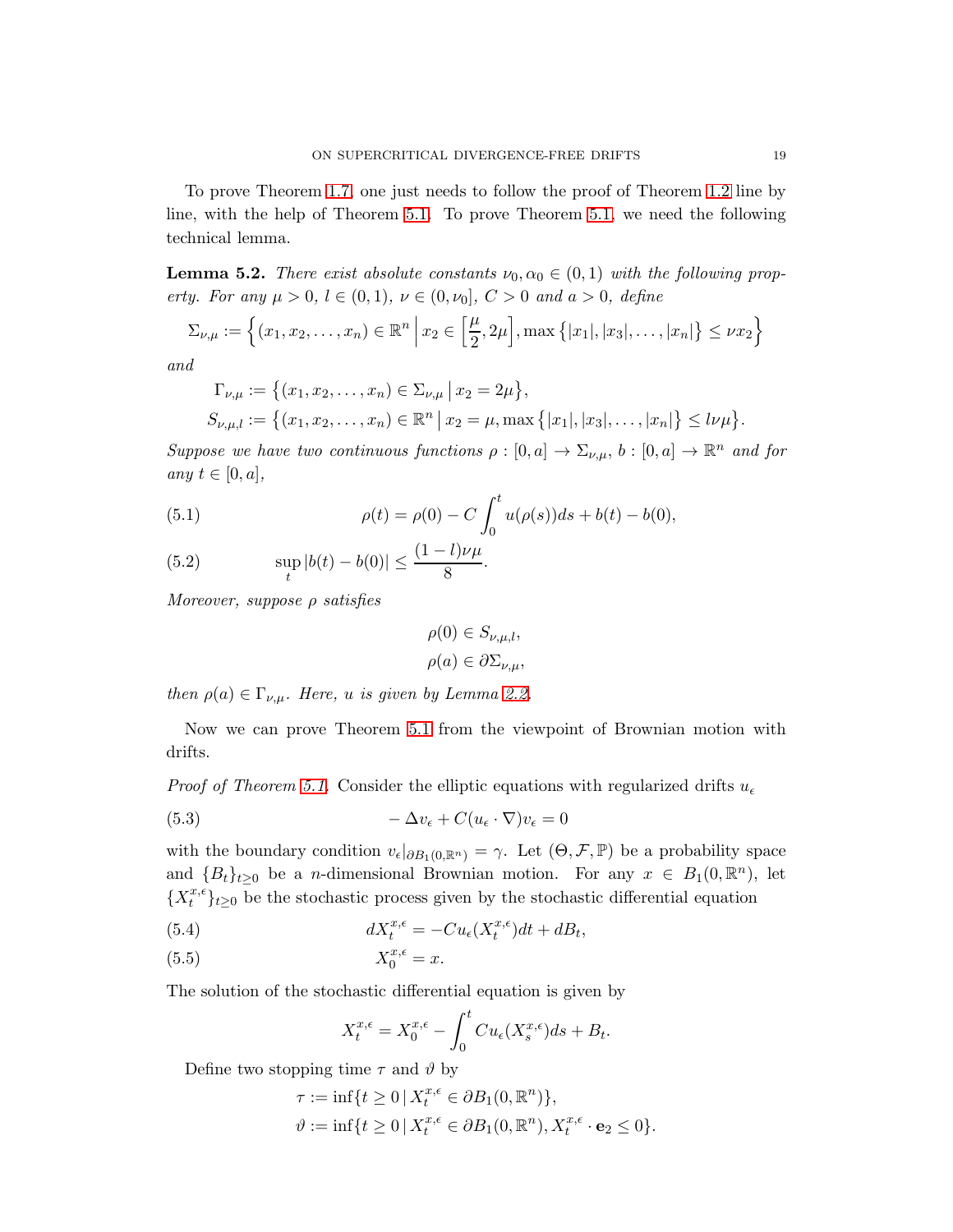To prove Theorem 1.7, one just needs to follow the proof of Theorem 1.2 line by line, with the help of Theorem 5.1. To prove Theorem 5.1, we need the following technical lemma.

**Lemma 5.2.** *There exist absolute constants $\nu_0, \alpha_0 \in (0,1)$ with the following property. For any $\mu > 0$, $l \in (0,1)$, $\nu \in (0, \nu_0]$, $C > 0$ and $a > 0$, define*

$$\Sigma_{\nu,\mu} := \Big\{(x_1, x_2, \dots, x_n) \in \mathbb{R}^n \,\Big|\, x_2 \in \Big[\frac{\mu}{2}, 2\mu\Big], \max\big\{|x_1|, |x_3|, \dots, |x_n|\big\} \leq \nu x_2\Big\}$$

*and*

$$\Gamma_{\nu,\mu} := \big\{(x_1, x_2, \dots, x_n) \in \Sigma_{\nu,\mu} \,|\, x_2 = 2\mu\big\},$$

$$S_{\nu,\mu,l} := \big\{(x_1, x_2, \dots, x_n) \in \mathbb{R}^n \,|\, x_2 = \mu, \max\big\{|x_1|, |x_3|, \dots, |x_n|\big\} \leq l\nu\mu\big\}.$$

*Suppose we have two continuous functions $\rho : [0,a] \to \Sigma_{\nu,\mu}$, $b : [0,a] \to \mathbb{R}^n$ and for any $t \in [0,a]$,*

$$\rho(t) = \rho(0) - C\int_0^t u(\rho(s))ds + b(t) - b(0), \tag{5.1}$$

$$\sup_t |b(t) - b(0)| \leq \frac{(1-l)\nu\mu}{8}. \tag{5.2}$$

*Moreover, suppose $\rho$ satisfies*

$$\rho(0) \in S_{\nu,\mu,l},$$
$$\rho(a) \in \partial\Sigma_{\nu,\mu},$$

*then $\rho(a) \in \Gamma_{\nu,\mu}$. Here, $u$ is given by Lemma 2.2.*

Now we can prove Theorem 5.1 from the viewpoint of Brownian motion with drifts.

*Proof of Theorem 5.1.* Consider the elliptic equations with regularized drifts $u_\epsilon$

$$-\Delta v_\epsilon + C(u_\epsilon \cdot \nabla)v_\epsilon = 0 \tag{5.3}$$

with the boundary condition $v_\epsilon|_{\partial B_1(0,\mathbb{R}^n)} = \gamma$. Let $(\Theta, \mathcal{F}, \mathbb{P})$ be a probability space and $\{B_t\}_{t\geq 0}$ be a $n$-dimensional Brownian motion. For any $x \in B_1(0,\mathbb{R}^n)$, let $\{X_t^{x,\epsilon}\}_{t\geq 0}$ be the stochastic process given by the stochastic differential equation

$$dX_t^{x,\epsilon} = -Cu_\epsilon(X_t^{x,\epsilon})dt + dB_t, \tag{5.4}$$

$$X_0^{x,\epsilon} = x. \tag{5.5}$$

The solution of the stochastic differential equation is given by

$$X_t^{x,\epsilon} = X_0^{x,\epsilon} - \int_0^t Cu_\epsilon(X_s^{x,\epsilon})ds + B_t.$$

Define two stopping time $\tau$ and $\vartheta$ by

$$\tau := \inf\{t \geq 0 \,|\, X_t^{x,\epsilon} \in \partial B_1(0,\mathbb{R}^n)\},$$
$$\vartheta := \inf\{t \geq 0 \,|\, X_t^{x,\epsilon} \in \partial B_1(0,\mathbb{R}^n), X_t^{x,\epsilon} \cdot \mathbf{e}_2 \leq 0\}.$$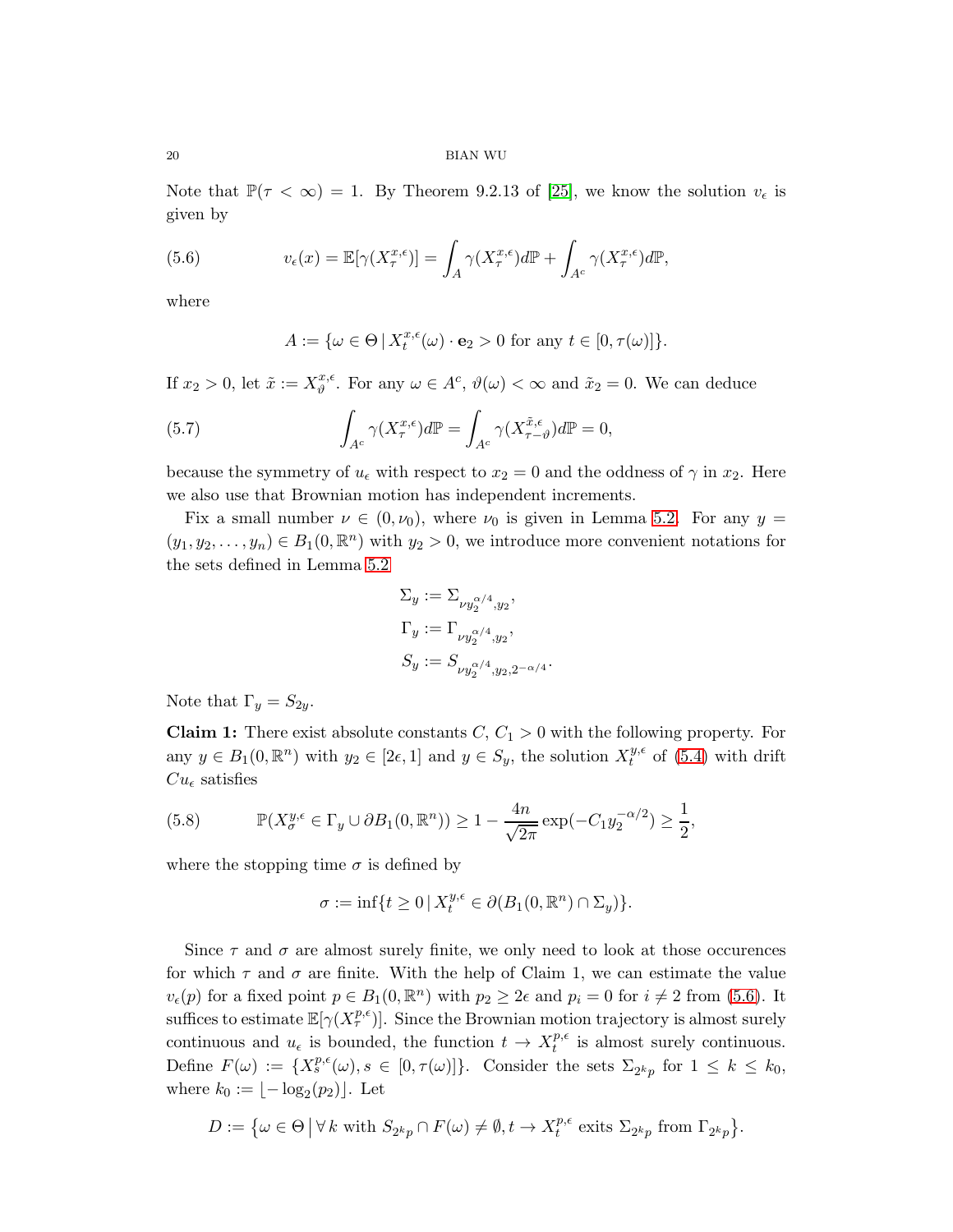Note that $\mathbb{P}(\tau < \infty) = 1$. By Theorem 9.2.13 of [25], we know the solution $v_\epsilon$ is given by

$$v_\epsilon(x) = \mathbb{E}[\gamma(X_\tau^{x,\epsilon})] = \int_A \gamma(X_\tau^{x,\epsilon}) d\mathbb{P} + \int_{A^c} \gamma(X_\tau^{x,\epsilon}) d\mathbb{P}, \tag{5.6}$$

where

$$A := \{\omega \in \Theta \,|\, X_t^{x,\epsilon}(\omega) \cdot \mathbf{e}_2 > 0 \text{ for any } t \in [0, \tau(\omega)]\}.$$

If $x_2 > 0$, let $\tilde{x} := X_\vartheta^{x,\epsilon}$. For any $\omega \in A^c$, $\vartheta(\omega) < \infty$ and $\tilde{x}_2 = 0$. We can deduce

$$\int_{A^c} \gamma(X_\tau^{x,\epsilon}) d\mathbb{P} = \int_{A^c} \gamma(X_{\tau-\vartheta}^{\tilde{x},\epsilon}) d\mathbb{P} = 0, \tag{5.7}$$

because the symmetry of $u_\epsilon$ with respect to $x_2 = 0$ and the oddness of $\gamma$ in $x_2$. Here we also use that Brownian motion has independent increments.

Fix a small number $\nu \in (0, \nu_0)$, where $\nu_0$ is given in Lemma 5.2. For any $y = (y_1, y_2, \ldots, y_n) \in B_1(0, \mathbb{R}^n)$ with $y_2 > 0$, we introduce more convenient notations for the sets defined in Lemma 5.2

$$\Sigma_y := \Sigma_{\nu y_2^{\alpha/4}, y_2},$$
$$\Gamma_y := \Gamma_{\nu y_2^{\alpha/4}, y_2},$$
$$S_y := S_{\nu y_2^{\alpha/4}, y_2, 2^{-\alpha/4}}.$$

Note that $\Gamma_y = S_{2y}$.

**Claim 1:** There exist absolute constants $C$, $C_1 > 0$ with the following property. For any $y \in B_1(0, \mathbb{R}^n)$ with $y_2 \in [2\epsilon, 1]$ and $y \in S_y$, the solution $X_t^{y,\epsilon}$ of (5.4) with drift $Cu_\epsilon$ satisfies

$$\mathbb{P}(X_\sigma^{y,\epsilon} \in \Gamma_y \cup \partial B_1(0, \mathbb{R}^n)) \geq 1 - \frac{4n}{\sqrt{2\pi}} \exp(-C_1 y_2^{-\alpha/2}) \geq \frac{1}{2}, \tag{5.8}$$

where the stopping time $\sigma$ is defined by

$$\sigma := \inf\{t \geq 0 \,|\, X_t^{y,\epsilon} \in \partial(B_1(0, \mathbb{R}^n) \cap \Sigma_y)\}.$$

Since $\tau$ and $\sigma$ are almost surely finite, we only need to look at those occurences for which $\tau$ and $\sigma$ are finite. With the help of Claim 1, we can estimate the value $v_\epsilon(p)$ for a fixed point $p \in B_1(0, \mathbb{R}^n)$ with $p_2 \geq 2\epsilon$ and $p_i = 0$ for $i \neq 2$ from (5.6). It suffices to estimate $\mathbb{E}[\gamma(X_\tau^{p,\epsilon})]$. Since the Brownian motion trajectory is almost surely continuous and $u_\epsilon$ is bounded, the function $t \to X_t^{p,\epsilon}$ is almost surely continuous. Define $F(\omega) := \{X_s^{p,\epsilon}(\omega), s \in [0, \tau(\omega)]\}$. Consider the sets $\Sigma_{2^k p}$ for $1 \leq k \leq k_0$, where $k_0 := \lfloor -\log_2(p_2) \rfloor$. Let

$$D := \{\omega \in \Theta \,|\, \forall\, k \text{ with } S_{2^k p} \cap F(\omega) \neq \emptyset, t \to X_t^{p,\epsilon} \text{ exits } \Sigma_{2^k p} \text{ from } \Gamma_{2^k p}\}.$$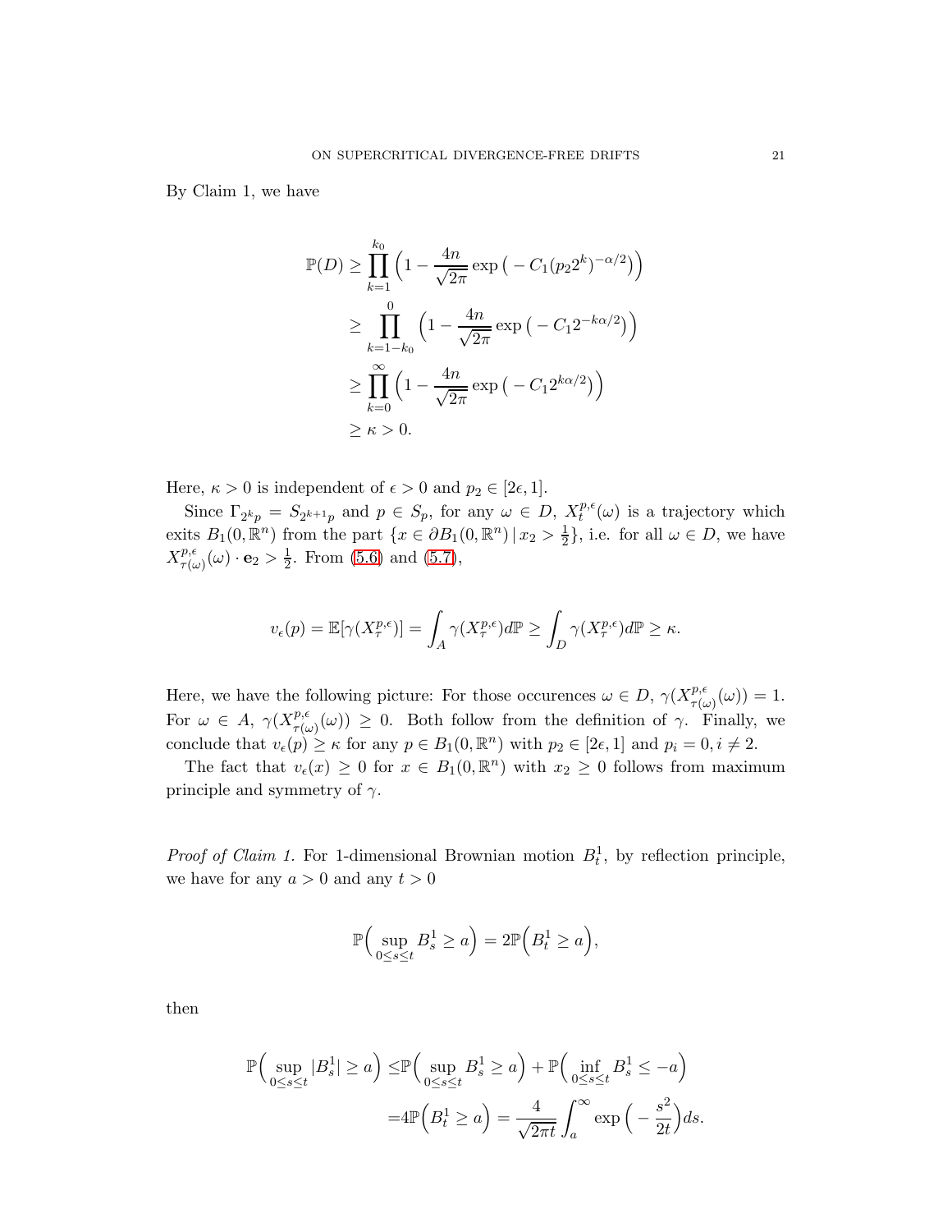By Claim 1, we have

$$
\begin{aligned}
\mathbb{P}(D) &\geq \prod_{k=1}^{k_0} \Big(1 - \frac{4n}{\sqrt{2\pi}} \exp\big(-C_1(p_2 2^k)^{-\alpha/2}\big)\Big) \\
&\geq \prod_{k=1-k_0}^{0} \Big(1 - \frac{4n}{\sqrt{2\pi}} \exp\big(-C_1 2^{-k\alpha/2}\big)\Big) \\
&\geq \prod_{k=0}^{\infty} \Big(1 - \frac{4n}{\sqrt{2\pi}} \exp\big(-C_1 2^{k\alpha/2}\big)\Big) \\
&\geq \kappa > 0.
\end{aligned}
$$

Here, $\kappa > 0$ is independent of $\epsilon > 0$ and $p_2 \in [2\epsilon, 1]$.

Since $\Gamma_{2^k p} = S_{2^{k+1}p}$ and $p \in S_p$, for any $\omega \in D$, $X_t^{p,\epsilon}(\omega)$ is a trajectory which exits $B_1(0, \mathbb{R}^n)$ from the part $\{x \in \partial B_1(0, \mathbb{R}^n) \,|\, x_2 > \frac{1}{2}\}$, i.e. for all $\omega \in D$, we have $X_{\tau(\omega)}^{p,\epsilon}(\omega) \cdot \mathbf{e}_2 > \frac{1}{2}$. From (5.6) and (5.7),

$$
v_\epsilon(p) = \mathbb{E}[\gamma(X_\tau^{p,\epsilon})] = \int_A \gamma(X_\tau^{p,\epsilon}) d\mathbb{P} \geq \int_D \gamma(X_\tau^{p,\epsilon}) d\mathbb{P} \geq \kappa.
$$

Here, we have the following picture: For those occurences $\omega \in D$, $\gamma(X_{\tau(\omega)}^{p,\epsilon}(\omega)) = 1$. For $\omega \in A$, $\gamma(X_{\tau(\omega)}^{p,\epsilon}(\omega)) \geq 0$. Both follow from the definition of $\gamma$. Finally, we conclude that $v_\epsilon(p) \geq \kappa$ for any $p \in B_1(0, \mathbb{R}^n)$ with $p_2 \in [2\epsilon, 1]$ and $p_i = 0, i \neq 2$.

The fact that $v_\epsilon(x) \geq 0$ for $x \in B_1(0, \mathbb{R}^n)$ with $x_2 \geq 0$ follows from maximum principle and symmetry of $\gamma$.

*Proof of Claim 1.* For 1-dimensional Brownian motion $B_t^1$, by reflection principle, we have for any $a > 0$ and any $t > 0$

$$
\mathbb{P}\Big(\sup_{0 \leq s \leq t} B_s^1 \geq a\Big) = 2\mathbb{P}\Big(B_t^1 \geq a\Big),
$$

then

$$
\begin{aligned}
\mathbb{P}\Big(\sup_{0 \leq s \leq t} |B_s^1| \geq a\Big) \leq& \mathbb{P}\Big(\sup_{0 \leq s \leq t} B_s^1 \geq a\Big) + \mathbb{P}\Big(\inf_{0 \leq s \leq t} B_s^1 \leq -a\Big) \\
=& 4\mathbb{P}\Big(B_t^1 \geq a\Big) = \frac{4}{\sqrt{2\pi t}} \int_a^\infty \exp\Big(-\frac{s^2}{2t}\Big) ds.
\end{aligned}
$$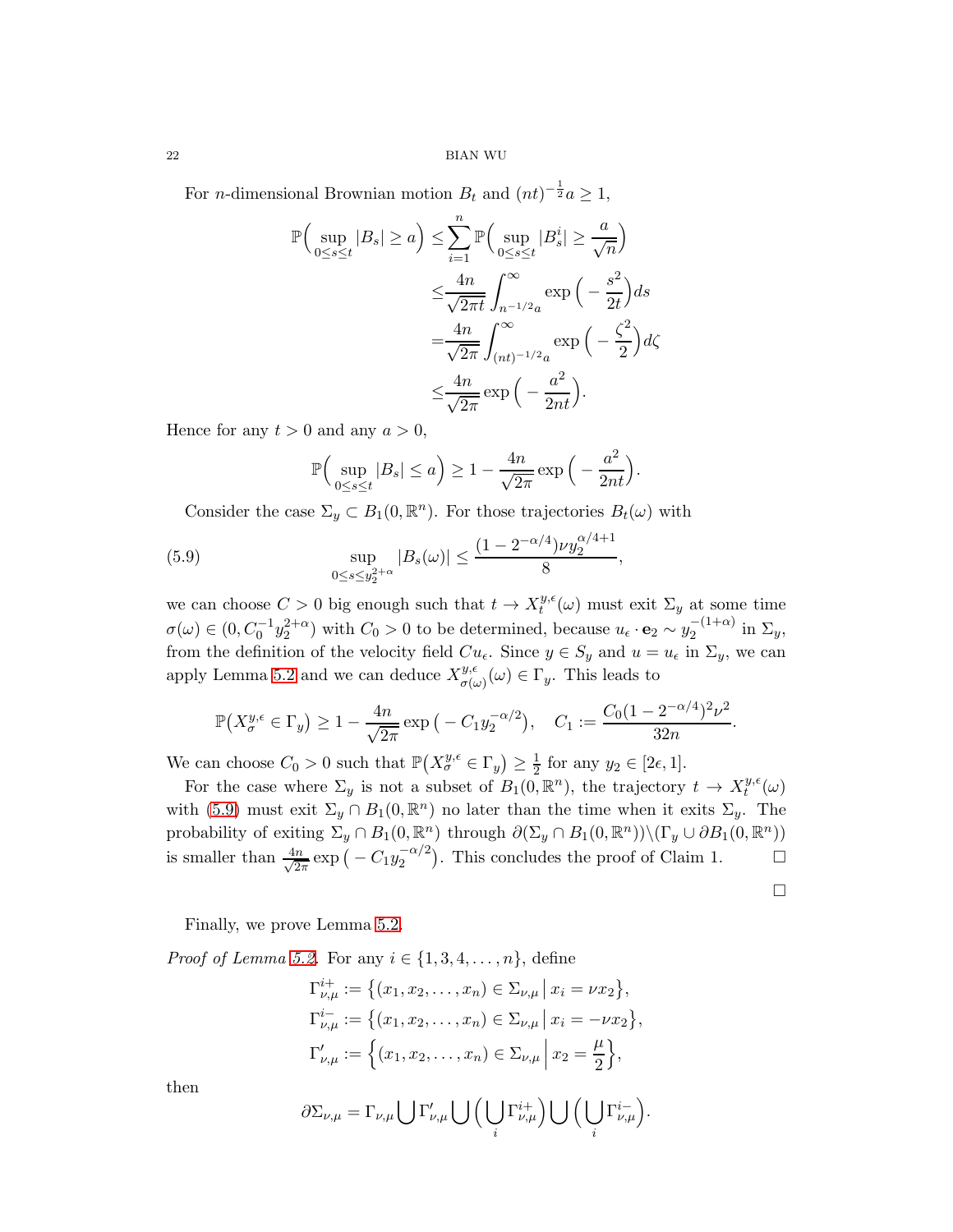For $n$-dimensional Brownian motion $B_t$ and $(nt)^{-\frac{1}{2}}a \geq 1$,

$$
\begin{aligned}
\mathbb{P}\Big(\sup_{0\leq s\leq t}|B_s| \geq a\Big) \leq & \sum_{i=1}^{n} \mathbb{P}\Big(\sup_{0\leq s\leq t}|B_s^i| \geq \frac{a}{\sqrt{n}}\Big)\\
\leq & \frac{4n}{\sqrt{2\pi t}}\int_{n^{-1/2}a}^{\infty} \exp\Big(-\frac{s^2}{2t}\Big)ds\\
= & \frac{4n}{\sqrt{2\pi}}\int_{(nt)^{-1/2}a}^{\infty} \exp\Big(-\frac{\zeta^2}{2}\Big)d\zeta\\
\leq & \frac{4n}{\sqrt{2\pi}}\exp\Big(-\frac{a^2}{2nt}\Big).
\end{aligned}
$$

Hence for any $t > 0$ and any $a > 0$,

$$
\mathbb{P}\Big(\sup_{0\leq s\leq t}|B_s| \leq a\Big) \geq 1 - \frac{4n}{\sqrt{2\pi}}\exp\Big(-\frac{a^2}{2nt}\Big).
$$

Consider the case $\Sigma_y \subset B_1(0,\mathbb{R}^n)$. For those trajectories $B_t(\omega)$ with

$$
\sup_{0\leq s\leq y_2^{2+\alpha}} |B_s(\omega)| \leq \frac{(1-2^{-\alpha/4})\nu y_2^{\alpha/4+1}}{8}, \tag{5.9}
$$

we can choose $C > 0$ big enough such that $t \to X_t^{y,\epsilon}(\omega)$ must exit $\Sigma_y$ at some time $\sigma(\omega) \in (0, C_0^{-1}y_2^{2+\alpha})$ with $C_0 > 0$ to be determined, because $u_\epsilon \cdot \mathbf{e}_2 \sim y_2^{-(1+\alpha)}$ in $\Sigma_y$, from the definition of the velocity field $Cu_\epsilon$. Since $y \in S_y$ and $u = u_\epsilon$ in $\Sigma_y$, we can apply Lemma 5.2 and we can deduce $X_{\sigma(\omega)}^{y,\epsilon}(\omega) \in \Gamma_y$. This leads to

$$
\mathbb{P}\big(X_\sigma^{y,\epsilon} \in \Gamma_y\big) \geq 1 - \frac{4n}{\sqrt{2\pi}}\exp\big(-C_1 y_2^{-\alpha/2}\big), \quad C_1 := \frac{C_0(1-2^{-\alpha/4})^2\nu^2}{32n}.
$$

We can choose $C_0 > 0$ such that $\mathbb{P}\big(X_\sigma^{y,\epsilon} \in \Gamma_y\big) \geq \frac{1}{2}$ for any $y_2 \in [2\epsilon, 1]$.

For the case where $\Sigma_y$ is not a subset of $B_1(0,\mathbb{R}^n)$, the trajectory $t \to X_t^{y,\epsilon}(\omega)$ with (5.9) must exit $\Sigma_y \cap B_1(0,\mathbb{R}^n)$ no later than the time when it exits $\Sigma_y$. The probability of exiting $\Sigma_y \cap B_1(0,\mathbb{R}^n)$ through $\partial(\Sigma_y \cap B_1(0,\mathbb{R}^n))\backslash(\Gamma_y \cup \partial B_1(0,\mathbb{R}^n))$ is smaller than $\frac{4n}{\sqrt{2\pi}}\exp\big(-C_1 y_2^{-\alpha/2}\big)$. This concludes the proof of Claim 1. $\square$

$\square$

Finally, we prove Lemma 5.2.

*Proof of Lemma 5.2.* For any $i \in \{1,3,4,\ldots,n\}$, define

$$
\begin{aligned}
\Gamma_{\nu,\mu}^{i+} &:= \big\{(x_1,x_2,\ldots,x_n) \in \Sigma_{\nu,\mu} \,\big|\, x_i = \nu x_2\big\},\\
\Gamma_{\nu,\mu}^{i-} &:= \big\{(x_1,x_2,\ldots,x_n) \in \Sigma_{\nu,\mu} \,\big|\, x_i = -\nu x_2\big\},\\
\Gamma_{\nu,\mu}' &:= \Big\{(x_1,x_2,\ldots,x_n) \in \Sigma_{\nu,\mu} \,\Big|\, x_2 = \frac{\mu}{2}\Big\},
\end{aligned}
$$

then

$$
\partial\Sigma_{\nu,\mu} = \Gamma_{\nu,\mu} \bigcup \Gamma_{\nu,\mu}' \bigcup \Big(\bigcup_i \Gamma_{\nu,\mu}^{i+}\Big) \bigcup \Big(\bigcup_i \Gamma_{\nu,\mu}^{i-}\Big).
$$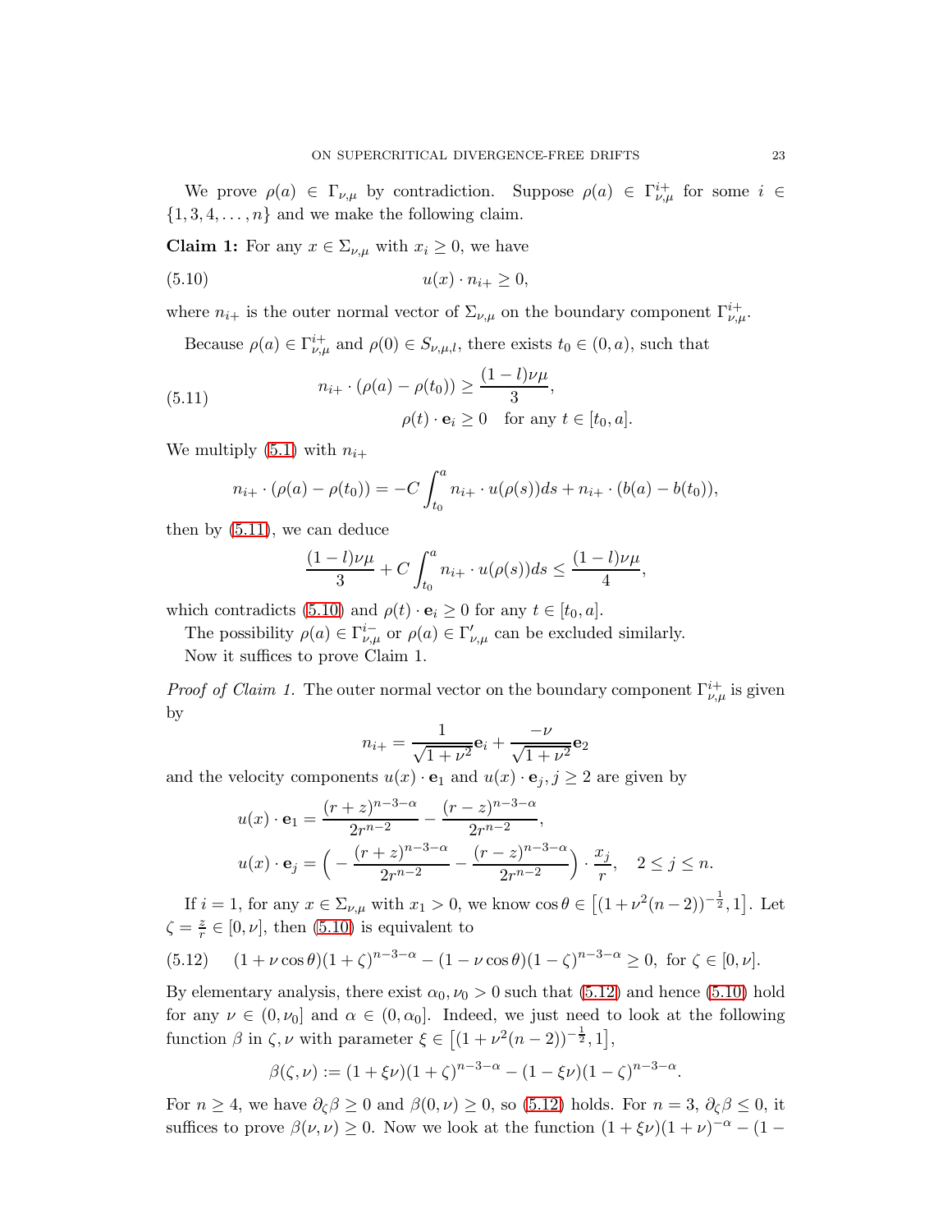We prove $\rho(a) \in \Gamma_{\nu,\mu}$ by contradiction. Suppose $\rho(a) \in \Gamma^{i+}_{\nu,\mu}$ for some $i \in \{1, 3, 4, \dots, n\}$ and we make the following claim.

**Claim 1:** For any $x \in \Sigma_{\nu,\mu}$ with $x_i \geq 0$, we have

$$u(x) \cdot n_{i+} \geq 0, \tag{5.10}$$

where $n_{i+}$ is the outer normal vector of $\Sigma_{\nu,\mu}$ on the boundary component $\Gamma^{i+}_{\nu,\mu}$.

Because $\rho(a) \in \Gamma^{i+}_{\nu,\mu}$ and $\rho(0) \in S_{\nu,\mu,l}$, there exists $t_0 \in (0, a)$, such that

$$\begin{aligned} n_{i+} \cdot (\rho(a) - \rho(t_0)) &\geq \frac{(1-l)\nu\mu}{3}, \\ \rho(t) \cdot \mathbf{e}_i &\geq 0 \quad \text{for any } t \in [t_0, a]. \end{aligned} \tag{5.11}$$

We multiply (5.1) with $n_{i+}$

$$n_{i+} \cdot (\rho(a) - \rho(t_0)) = -C \int_{t_0}^{a} n_{i+} \cdot u(\rho(s)) ds + n_{i+} \cdot (b(a) - b(t_0)),$$

then by (5.11), we can deduce

$$\frac{(1-l)\nu\mu}{3} + C \int_{t_0}^{a} n_{i+} \cdot u(\rho(s)) ds \leq \frac{(1-l)\nu\mu}{4},$$

which contradicts (5.10) and $\rho(t) \cdot \mathbf{e}_i \geq 0$ for any $t \in [t_0, a]$.

The possibility $\rho(a) \in \Gamma^{i-}_{\nu,\mu}$ or $\rho(a) \in \Gamma'_{\nu,\mu}$ can be excluded similarly.

Now it suffices to prove Claim 1.

*Proof of Claim 1.* The outer normal vector on the boundary component $\Gamma^{i+}_{\nu,\mu}$ is given by

$$n_{i+} = \frac{1}{\sqrt{1+\nu^2}} \mathbf{e}_i + \frac{-\nu}{\sqrt{1+\nu^2}} \mathbf{e}_2$$

and the velocity components $u(x) \cdot \mathbf{e}_1$ and $u(x) \cdot \mathbf{e}_j, j \geq 2$ are given by

$$\begin{aligned} u(x) \cdot \mathbf{e}_1 &= \frac{(r+z)^{n-3-\alpha}}{2r^{n-2}} - \frac{(r-z)^{n-3-\alpha}}{2r^{n-2}}, \\ u(x) \cdot \mathbf{e}_j &= \Big( -\frac{(r+z)^{n-3-\alpha}}{2r^{n-2}} - \frac{(r-z)^{n-3-\alpha}}{2r^{n-2}} \Big) \cdot \frac{x_j}{r}, \quad 2 \leq j \leq n. \end{aligned}$$

If $i = 1$, for any $x \in \Sigma_{\nu,\mu}$ with $x_1 > 0$, we know $\cos\theta \in \big[(1+\nu^2(n-2))^{-\frac{1}{2}}, 1\big]$. Let $\zeta = \frac{z}{r} \in [0, \nu]$, then (5.10) is equivalent to

$$(1 + \nu\cos\theta)(1+\zeta)^{n-3-\alpha} - (1 - \nu\cos\theta)(1-\zeta)^{n-3-\alpha} \geq 0, \text{ for } \zeta \in [0, \nu]. \tag{5.12}$$

By elementary analysis, there exist $\alpha_0, \nu_0 > 0$ such that (5.12) and hence (5.10) hold for any $\nu \in (0, \nu_0]$ and $\alpha \in (0, \alpha_0]$. Indeed, we just need to look at the following function $\beta$ in $\zeta, \nu$ with parameter $\xi \in \big[(1+\nu^2(n-2))^{-\frac{1}{2}}, 1\big]$,

$$\beta(\zeta, \nu) := (1 + \xi\nu)(1+\zeta)^{n-3-\alpha} - (1 - \xi\nu)(1-\zeta)^{n-3-\alpha}.$$

For $n \geq 4$, we have $\partial_\zeta \beta \geq 0$ and $\beta(0, \nu) \geq 0$, so (5.12) holds. For $n = 3$, $\partial_\zeta \beta \leq 0$, it suffices to prove $\beta(\nu, \nu) \geq 0$. Now we look at the function $(1+\xi\nu)(1+\nu)^{-\alpha} - (1 -$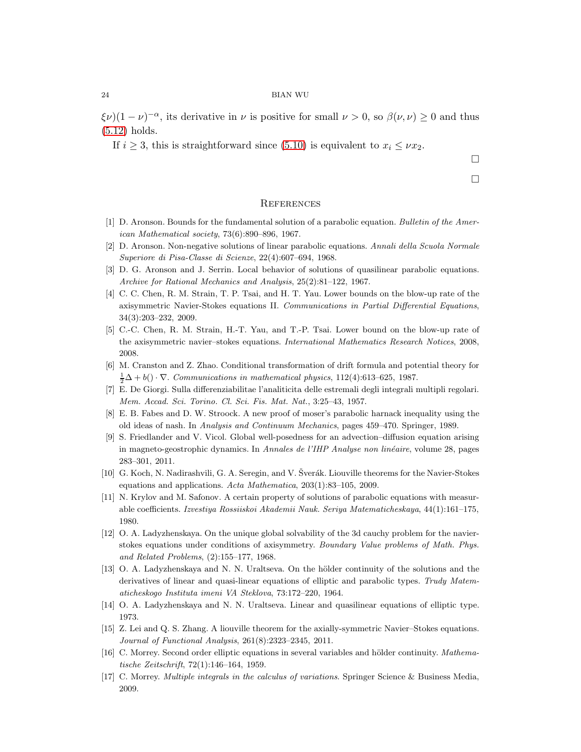$\xi\nu)(1-\nu)^{-\alpha}$, its derivative in $\nu$ is positive for small $\nu > 0$, so $\beta(\nu,\nu) \geq 0$ and thus (5.12) holds.

If $i \geq 3$, this is straightforward since (5.10) is equivalent to $x_i \leq \nu x_2$.

□

□

## References

[1] D. Aronson. Bounds for the fundamental solution of a parabolic equation. *Bulletin of the American Mathematical society*, 73(6):890–896, 1967.

[2] D. Aronson. Non-negative solutions of linear parabolic equations. *Annali della Scuola Normale Superiore di Pisa-Classe di Scienze*, 22(4):607–694, 1968.

[3] D. G. Aronson and J. Serrin. Local behavior of solutions of quasilinear parabolic equations. *Archive for Rational Mechanics and Analysis*, 25(2):81–122, 1967.

[4] C. C. Chen, R. M. Strain, T. P. Tsai, and H. T. Yau. Lower bounds on the blow-up rate of the axisymmetric Navier-Stokes equations II. *Communications in Partial Differential Equations*, 34(3):203–232, 2009.

[5] C.-C. Chen, R. M. Strain, H.-T. Yau, and T.-P. Tsai. Lower bound on the blow-up rate of the axisymmetric navier–stokes equations. *International Mathematics Research Notices*, 2008, 2008.

[6] M. Cranston and Z. Zhao. Conditional transformation of drift formula and potential theory for $\frac{1}{2}\Delta + b() \cdot \nabla$. *Communications in mathematical physics*, 112(4):613–625, 1987.

[7] E. De Giorgi. Sulla differenziabilitae l'analiticita delle estremali degli integrali multipli regolari. *Mem. Accad. Sci. Torino. Cl. Sci. Fis. Mat. Nat.*, 3:25–43, 1957.

[8] E. B. Fabes and D. W. Stroock. A new proof of moser's parabolic harnack inequality using the old ideas of nash. In *Analysis and Continuum Mechanics*, pages 459–470. Springer, 1989.

[9] S. Friedlander and V. Vicol. Global well-posedness for an advection–diffusion equation arising in magneto-geostrophic dynamics. In *Annales de l'IHP Analyse non linéaire*, volume 28, pages 283–301, 2011.

[10] G. Koch, N. Nadirashvili, G. A. Seregin, and V. Šverák. Liouville theorems for the Navier-Stokes equations and applications. *Acta Mathematica*, 203(1):83–105, 2009.

[11] N. Krylov and M. Safonov. A certain property of solutions of parabolic equations with measurable coefficients. *Izvestiya Rossiiskoi Akademii Nauk. Seriya Matematicheskaya*, 44(1):161–175, 1980.

[12] O. A. Ladyzhenskaya. On the unique global solvability of the 3d cauchy problem for the navier-stokes equations under conditions of axisymmetry. *Boundary Value problems of Math. Phys. and Related Problems*, (2):155–177, 1968.

[13] O. A. Ladyzhenskaya and N. N. Uraltseva. On the hölder continuity of the solutions and the derivatives of linear and quasi-linear equations of elliptic and parabolic types. *Trudy Matematicheskogo Instituta imeni VA Steklova*, 73:172–220, 1964.

[14] O. A. Ladyzhenskaya and N. N. Uraltseva. Linear and quasilinear equations of elliptic type. 1973.

[15] Z. Lei and Q. S. Zhang. A liouville theorem for the axially-symmetric Navier–Stokes equations. *Journal of Functional Analysis*, 261(8):2323–2345, 2011.

[16] C. Morrey. Second order elliptic equations in several variables and hölder continuity. *Mathematische Zeitschrift*, 72(1):146–164, 1959.

[17] C. Morrey. *Multiple integrals in the calculus of variations*. Springer Science & Business Media, 2009.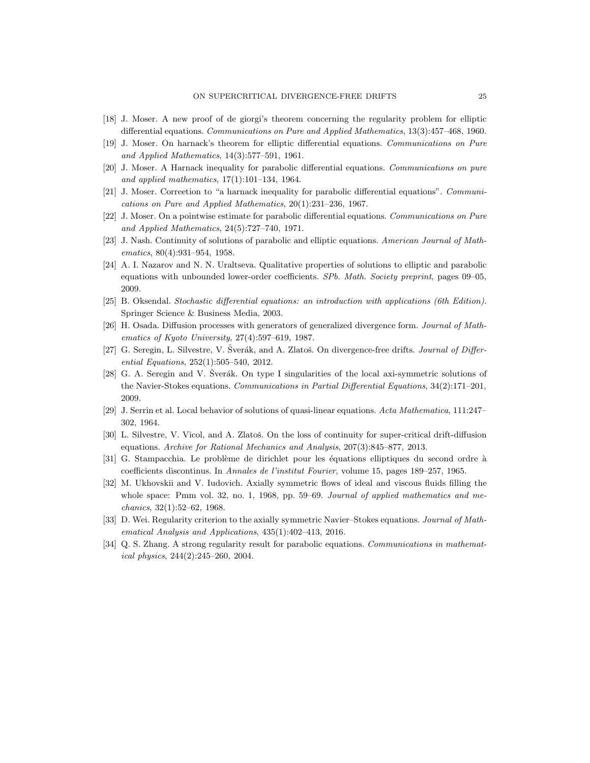[18] J. Moser. A new proof of de giorgi's theorem concerning the regularity problem for elliptic differential equations. *Communications on Pure and Applied Mathematics*, 13(3):457–468, 1960.

[19] J. Moser. On harnack's theorem for elliptic differential equations. *Communications on Pure and Applied Mathematics*, 14(3):577–591, 1961.

[20] J. Moser. A Harnack inequality for parabolic differential equations. *Communications on pure and applied mathematics*, 17(1):101–134, 1964.

[21] J. Moser. Correetion to "a harnack inequality for parabolic differential equations". *Communications on Pure and Applied Mathematics*, 20(1):231–236, 1967.

[22] J. Moser. On a pointwise estimate for parabolic differential equations. *Communications on Pure and Applied Mathematics*, 24(5):727–740, 1971.

[23] J. Nash. Continuity of solutions of parabolic and elliptic equations. *American Journal of Mathematics*, 80(4):931–954, 1958.

[24] A. I. Nazarov and N. N. Uraltseva. Qualitative properties of solutions to elliptic and parabolic equations with unbounded lower-order coefficients. *SPb. Math. Society preprint*, pages 09–05, 2009.

[25] B. Oksendal. *Stochastic differential equations: an introduction with applications (6th Edition)*. Springer Science & Business Media, 2003.

[26] H. Osada. Diffusion processes with generators of generalized divergence form. *Journal of Mathematics of Kyoto University*, 27(4):597–619, 1987.

[27] G. Seregin, L. Silvestre, V. Šverák, and A. Zlatoš. On divergence-free drifts. *Journal of Differential Equations*, 252(1):505–540, 2012.

[28] G. A. Seregin and V. Šverák. On type I singularities of the local axi-symmetric solutions of the Navier-Stokes equations. *Communications in Partial Differential Equations*, 34(2):171–201, 2009.

[29] J. Serrin et al. Local behavior of solutions of quasi-linear equations. *Acta Mathematica*, 111:247–302, 1964.

[30] L. Silvestre, V. Vicol, and A. Zlatoš. On the loss of continuity for super-critical drift-diffusion equations. *Archive for Rational Mechanics and Analysis*, 207(3):845–877, 2013.

[31] G. Stampacchia. Le problème de dirichlet pour les équations elliptiques du second ordre à coefficients discontinus. In *Annales de l'institut Fourier*, volume 15, pages 189–257, 1965.

[32] M. Ukhovskii and V. Iudovich. Axially symmetric flows of ideal and viscous fluids filling the whole space: Pmm vol. 32, no. 1, 1968, pp. 59–69. *Journal of applied mathematics and mechanics*, 32(1):52–62, 1968.

[33] D. Wei. Regularity criterion to the axially symmetric Navier–Stokes equations. *Journal of Mathematical Analysis and Applications*, 435(1):402–413, 2016.

[34] Q. S. Zhang. A strong regularity result for parabolic equations. *Communications in mathematical physics*, 244(2):245–260, 2004.